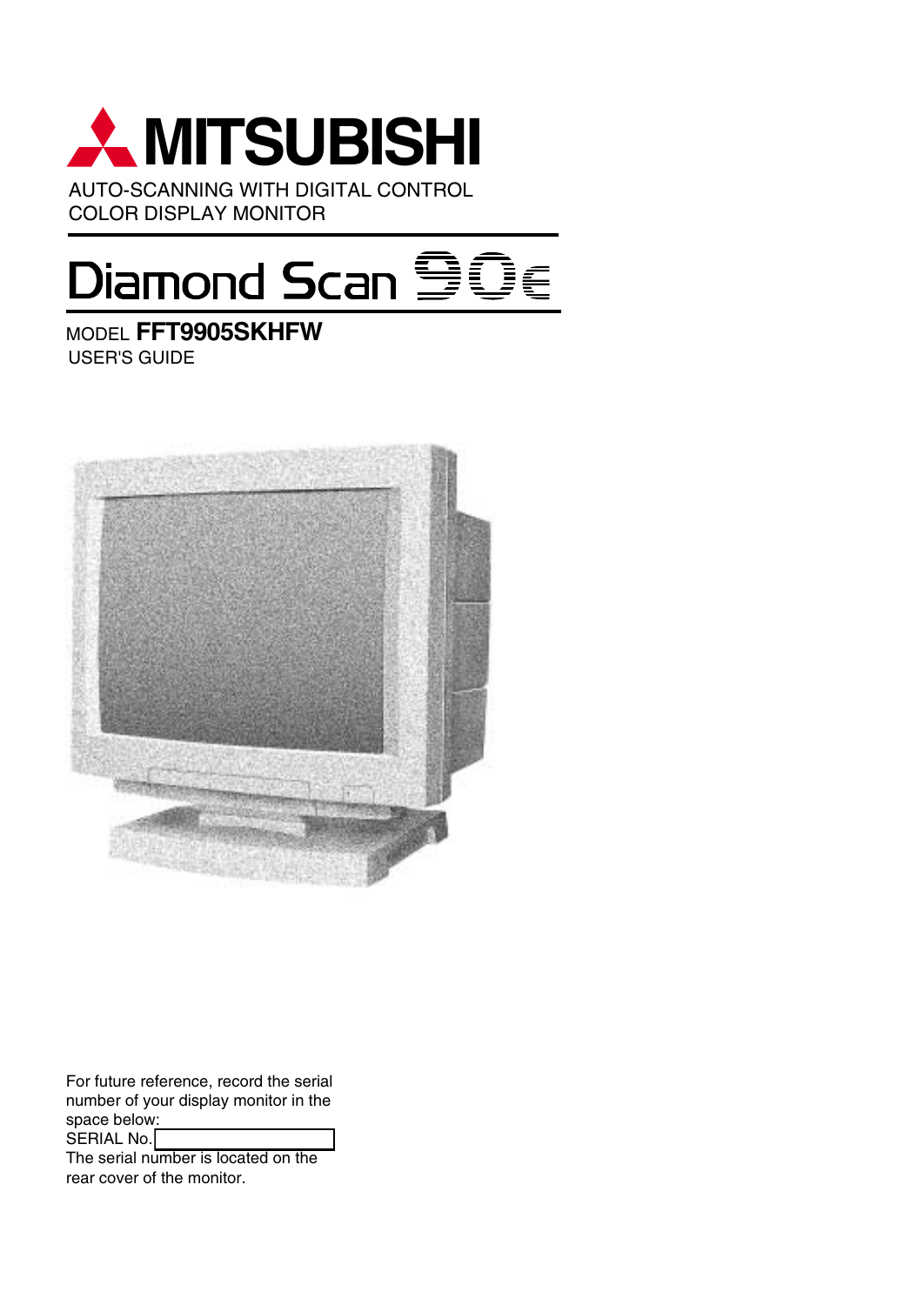# MITSUBISHI

AUTO-SCANNING WITH DIGITAL CONTROL
COLOR DISPLAY MONITOR

# Diamond Scan 90e

MODEL **FFT9905SKHFW**
USER'S GUIDE

For future reference, record the serial number of your display monitor in the space below:
SERIAL No. ____________________
The serial number is located on the rear cover of the monitor.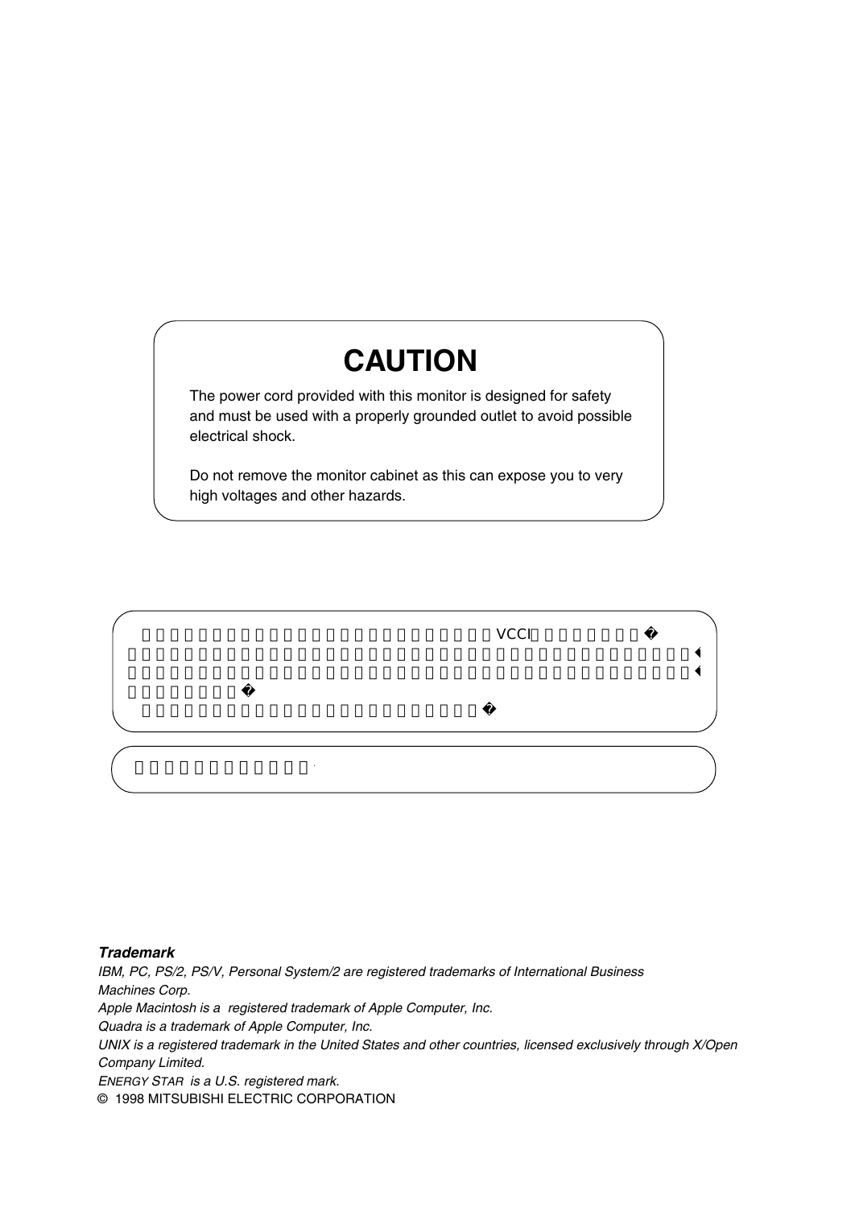## CAUTION

The power cord provided with this monitor is designed for safety and must be used with a properly grounded outlet to avoid possible electrical shock.

Do not remove the monitor cabinet as this can expose you to very high voltages and other hazards.

VCCI

***Trademark***

*IBM, PC, PS/2, PS/V, Personal System/2 are registered trademarks of International Business Machines Corp.*

*Apple Macintosh is a registered trademark of Apple Computer, Inc.*

*Quadra is a trademark of Apple Computer, Inc.*

*UNIX is a registered trademark in the United States and other countries, licensed exclusively through X/Open Company Limited.*

*ENERGY STAR is a U.S. registered mark.*

© 1998 MITSUBISHI ELECTRIC CORPORATION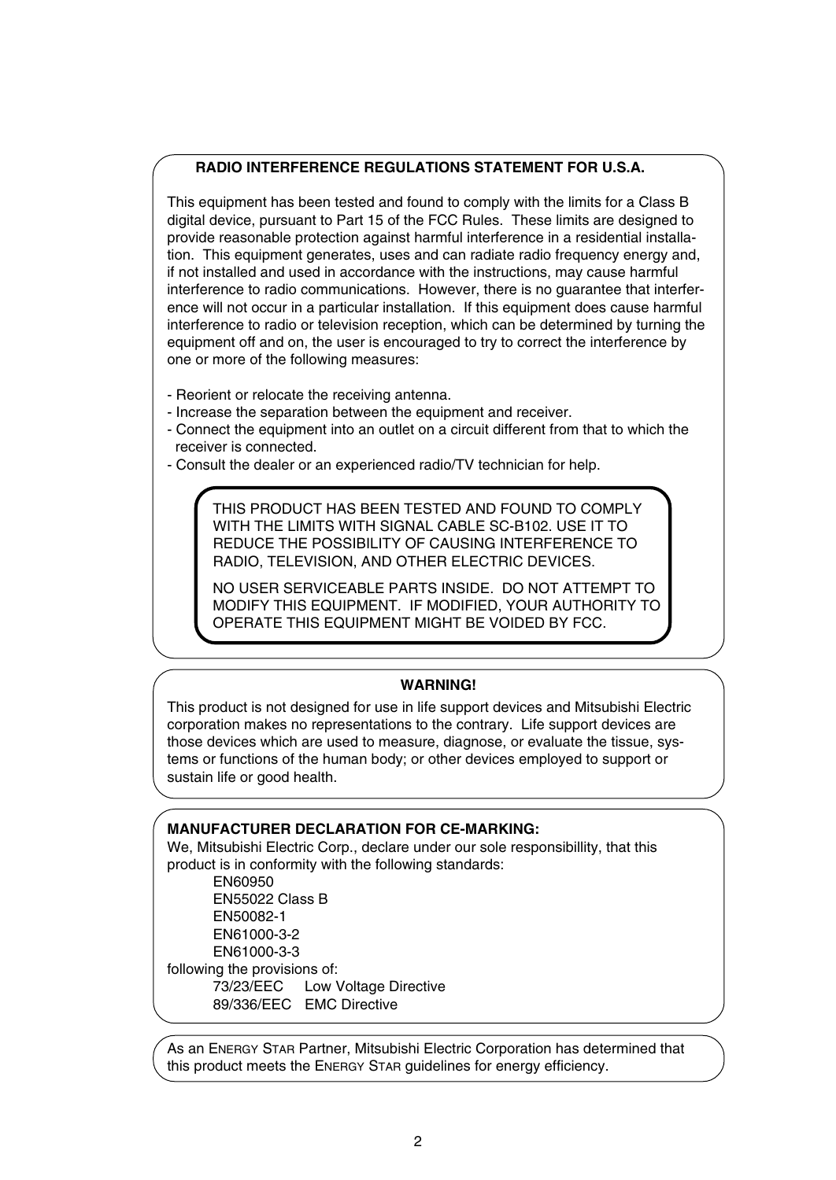## RADIO INTERFERENCE REGULATIONS STATEMENT FOR U.S.A.

This equipment has been tested and found to comply with the limits for a Class B digital device, pursuant to Part 15 of the FCC Rules. These limits are designed to provide reasonable protection against harmful interference in a residential installation. This equipment generates, uses and can radiate radio frequency energy and, if not installed and used in accordance with the instructions, may cause harmful interference to radio communications. However, there is no guarantee that interference will not occur in a particular installation. If this equipment does cause harmful interference to radio or television reception, which can be determined by turning the equipment off and on, the user is encouraged to try to correct the interference by one or more of the following measures:

- Reorient or relocate the receiving antenna.
- Increase the separation between the equipment and receiver.
- Connect the equipment into an outlet on a circuit different from that to which the receiver is connected.
- Consult the dealer or an experienced radio/TV technician for help.

THIS PRODUCT HAS BEEN TESTED AND FOUND TO COMPLY WITH THE LIMITS WITH SIGNAL CABLE SC-B102. USE IT TO REDUCE THE POSSIBILITY OF CAUSING INTERFERENCE TO RADIO, TELEVISION, AND OTHER ELECTRIC DEVICES.

NO USER SERVICEABLE PARTS INSIDE. DO NOT ATTEMPT TO MODIFY THIS EQUIPMENT. IF MODIFIED, YOUR AUTHORITY TO OPERATE THIS EQUIPMENT MIGHT BE VOIDED BY FCC.

## WARNING!

This product is not designed for use in life support devices and Mitsubishi Electric corporation makes no representations to the contrary. Life support devices are those devices which are used to measure, diagnose, or evaluate the tissue, systems or functions of the human body; or other devices employed to support or sustain life or good health.

**MANUFACTURER DECLARATION FOR CE-MARKING:**

We, Mitsubishi Electric Corp., declare under our sole responsibillity, that this product is in conformity with the following standards:

EN60950
EN55022 Class B
EN50082-1
EN61000-3-2
EN61000-3-3

following the provisions of:

73/23/EEC Low Voltage Directive
89/336/EEC EMC Directive

As an ENERGY STAR Partner, Mitsubishi Electric Corporation has determined that this product meets the ENERGY STAR guidelines for energy efficiency.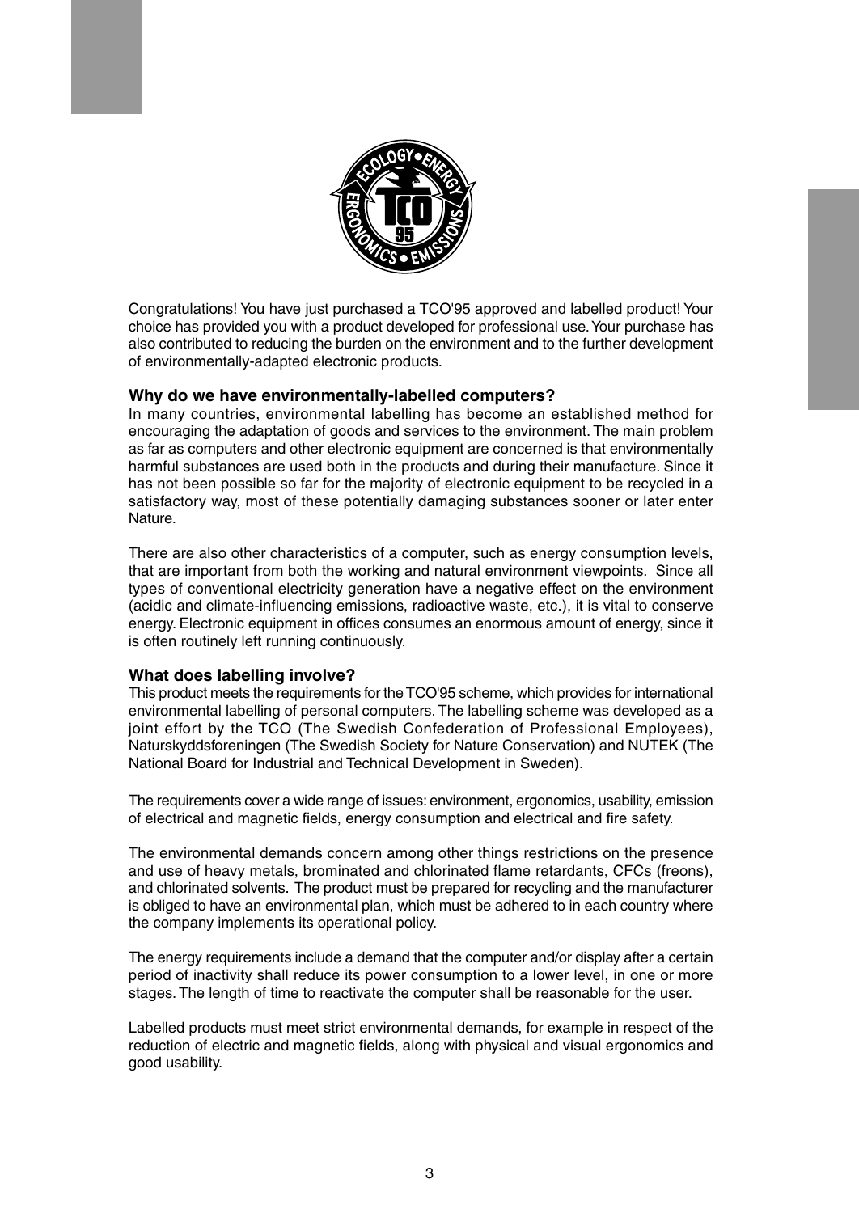Congratulations! You have just purchased a TCO'95 approved and labelled product! Your choice has provided you with a product developed for professional use. Your purchase has also contributed to reducing the burden on the environment and to the further development of environmentally-adapted electronic products.

### Why do we have environmentally-labelled computers?

In many countries, environmental labelling has become an established method for encouraging the adaptation of goods and services to the environment. The main problem as far as computers and other electronic equipment are concerned is that environmentally harmful substances are used both in the products and during their manufacture. Since it has not been possible so far for the majority of electronic equipment to be recycled in a satisfactory way, most of these potentially damaging substances sooner or later enter Nature.

There are also other characteristics of a computer, such as energy consumption levels, that are important from both the working and natural environment viewpoints. Since all types of conventional electricity generation have a negative effect on the environment (acidic and climate-influencing emissions, radioactive waste, etc.), it is vital to conserve energy. Electronic equipment in offices consumes an enormous amount of energy, since it is often routinely left running continuously.

### What does labelling involve?

This product meets the requirements for the TCO'95 scheme, which provides for international environmental labelling of personal computers. The labelling scheme was developed as a joint effort by the TCO (The Swedish Confederation of Professional Employees), Naturskyddsforeningen (The Swedish Society for Nature Conservation) and NUTEK (The National Board for Industrial and Technical Development in Sweden).

The requirements cover a wide range of issues: environment, ergonomics, usability, emission of electrical and magnetic fields, energy consumption and electrical and fire safety.

The environmental demands concern among other things restrictions on the presence and use of heavy metals, brominated and chlorinated flame retardants, CFCs (freons), and chlorinated solvents. The product must be prepared for recycling and the manufacturer is obliged to have an environmental plan, which must be adhered to in each country where the company implements its operational policy.

The energy requirements include a demand that the computer and/or display after a certain period of inactivity shall reduce its power consumption to a lower level, in one or more stages. The length of time to reactivate the computer shall be reasonable for the user.

Labelled products must meet strict environmental demands, for example in respect of the reduction of electric and magnetic fields, along with physical and visual ergonomics and good usability.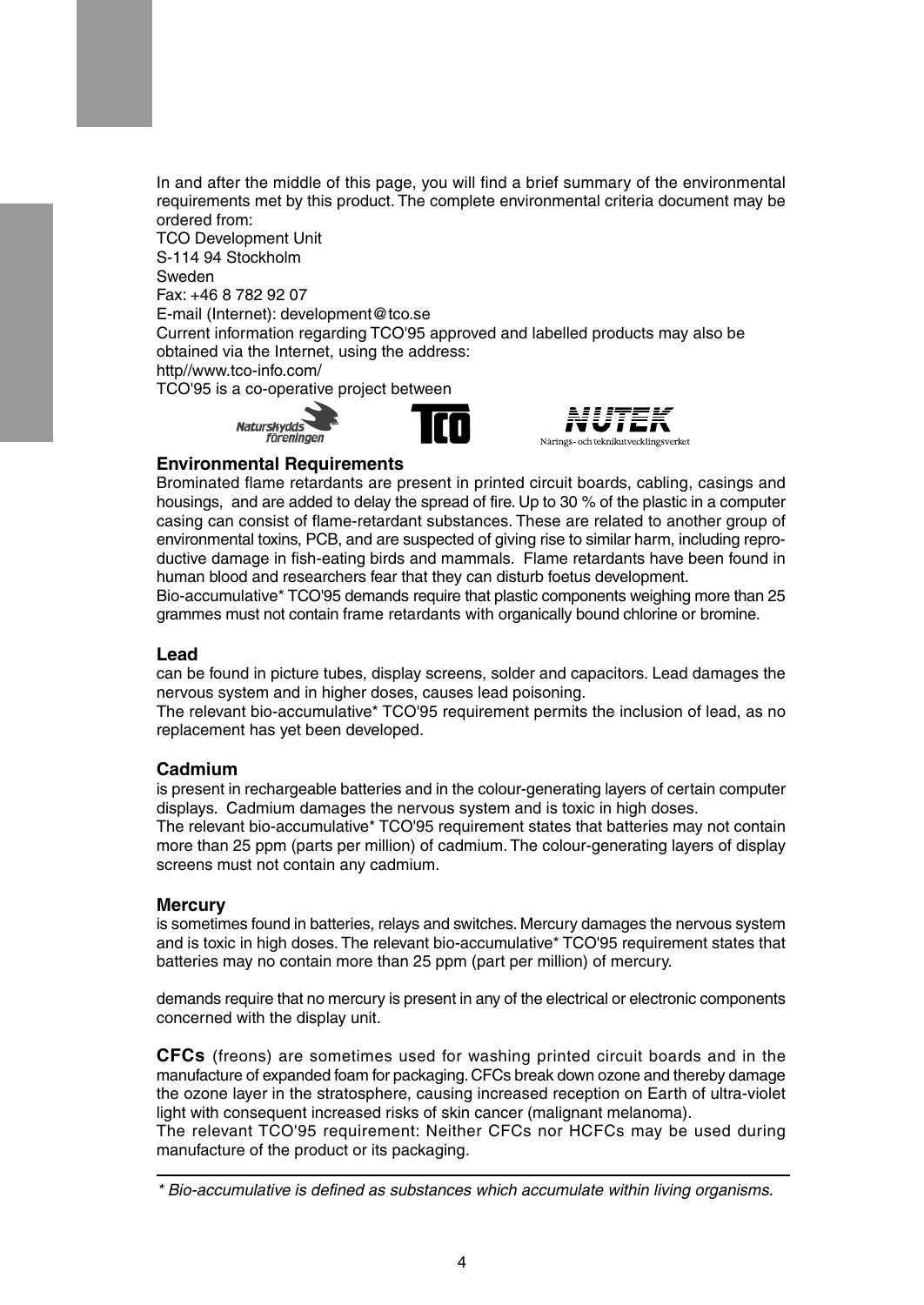In and after the middle of this page, you will find a brief summary of the environmental requirements met by this product. The complete environmental criteria document may be ordered from:
TCO Development Unit
S-114 94 Stockholm
Sweden
Fax: +46 8 782 92 07
E-mail (Internet): development@tco.se
Current information regarding TCO'95 approved and labelled products may also be obtained via the Internet, using the address:
http//www.tco-info.com/
TCO'95 is a co-operative project between

Naturskydds föreningen    TCO    NUTEK Närings- och teknikutvecklingsverket

**Environmental Requirements**
Brominated flame retardants are present in printed circuit boards, cabling, casings and housings, and are added to delay the spread of fire. Up to 30 % of the plastic in a computer casing can consist of flame-retardant substances. These are related to another group of environmental toxins, PCB, and are suspected of giving rise to similar harm, including reproductive damage in fish-eating birds and mammals. Flame retardants have been found in human blood and researchers fear that they can disturb foetus development.
Bio-accumulative* TCO'95 demands require that plastic components weighing more than 25 grammes must not contain frame retardants with organically bound chlorine or bromine.

**Lead**
can be found in picture tubes, display screens, solder and capacitors. Lead damages the nervous system and in higher doses, causes lead poisoning.
The relevant bio-accumulative* TCO'95 requirement permits the inclusion of lead, as no replacement has yet been developed.

**Cadmium**
is present in rechargeable batteries and in the colour-generating layers of certain computer displays. Cadmium damages the nervous system and is toxic in high doses.
The relevant bio-accumulative* TCO'95 requirement states that batteries may not contain more than 25 ppm (parts per million) of cadmium. The colour-generating layers of display screens must not contain any cadmium.

**Mercury**
is sometimes found in batteries, relays and switches. Mercury damages the nervous system and is toxic in high doses. The relevant bio-accumulative* TCO'95 requirement states that batteries may no contain more than 25 ppm (part per million) of mercury.

demands require that no mercury is present in any of the electrical or electronic components concerned with the display unit.

**CFCs** (freons) are sometimes used for washing printed circuit boards and in the manufacture of expanded foam for packaging. CFCs break down ozone and thereby damage the ozone layer in the stratosphere, causing increased reception on Earth of ultra-violet light with consequent increased risks of skin cancer (malignant melanoma).
The relevant TCO'95 requirement: Neither CFCs nor HCFCs may be used during manufacture of the product or its packaging.

---

*\* Bio-accumulative is defined as substances which accumulate within living organisms.*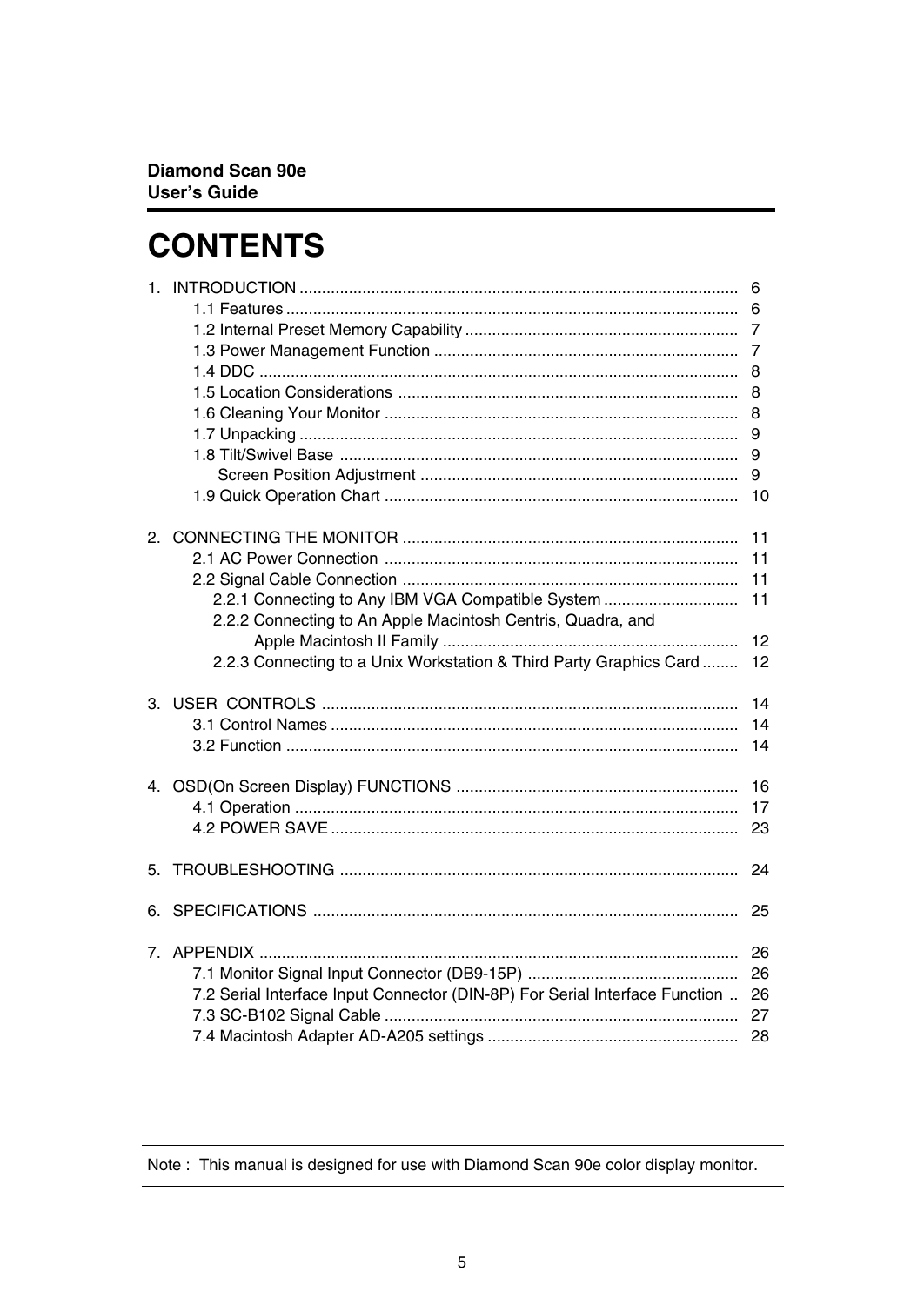**Diamond Scan 90e**
**User's Guide**

# CONTENTS

| | |
|---|---|
| 1. INTRODUCTION | 6 |
| 1.1 Features | 6 |
| 1.2 Internal Preset Memory Capability | 7 |
| 1.3 Power Management Function | 7 |
| 1.4 DDC | 8 |
| 1.5 Location Considerations | 8 |
| 1.6 Cleaning Your Monitor | 8 |
| 1.7 Unpacking | 9 |
| 1.8 Tilt/Swivel Base | 9 |
| Screen Position Adjustment | 9 |
| 1.9 Quick Operation Chart | 10 |
| 2. CONNECTING THE MONITOR | 11 |
| 2.1 AC Power Connection | 11 |
| 2.2 Signal Cable Connection | 11 |
| 2.2.1 Connecting to Any IBM VGA Compatible System | 11 |
| 2.2.2 Connecting to An Apple Macintosh Centris, Quadra, and Apple Macintosh II Family | 12 |
| 2.2.3 Connecting to a Unix Workstation & Third Party Graphics Card | 12 |
| 3. USER CONTROLS | 14 |
| 3.1 Control Names | 14 |
| 3.2 Function | 14 |
| 4. OSD(On Screen Display) FUNCTIONS | 16 |
| 4.1 Operation | 17 |
| 4.2 POWER SAVE | 23 |
| 5. TROUBLESHOOTING | 24 |
| 6. SPECIFICATIONS | 25 |
| 7. APPENDIX | 26 |
| 7.1 Monitor Signal Input Connector (DB9-15P) | 26 |
| 7.2 Serial Interface Input Connector (DIN-8P) For Serial Interface Function | 26 |
| 7.3 SC-B102 Signal Cable | 27 |
| 7.4 Macintosh Adapter AD-A205 settings | 28 |

Note : This manual is designed for use with Diamond Scan 90e color display monitor.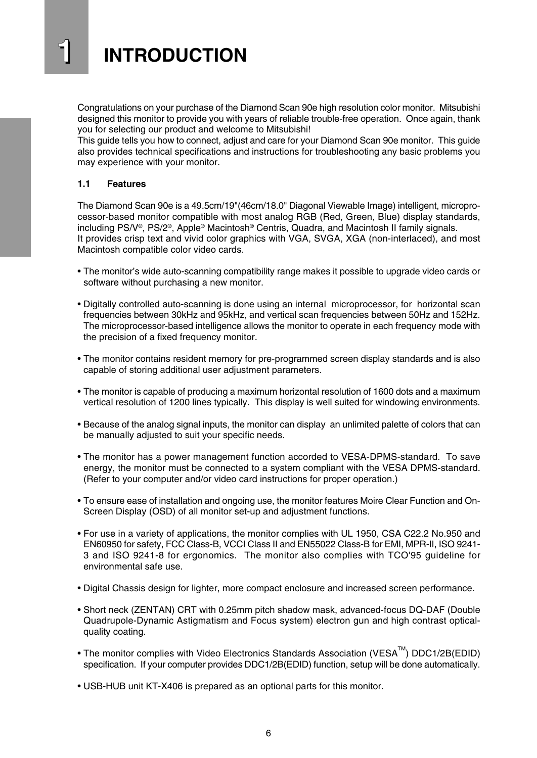# 1 INTRODUCTION

Congratulations on your purchase of the Diamond Scan 90e high resolution color monitor. Mitsubishi designed this monitor to provide you with years of reliable trouble-free operation. Once again, thank you for selecting our product and welcome to Mitsubishi!
This guide tells you how to connect, adjust and care for your Diamond Scan 90e monitor. This guide also provides technical specifications and instructions for troubleshooting any basic problems you may experience with your monitor.

## 1.1 Features

The Diamond Scan 90e is a 49.5cm/19"(46cm/18.0" Diagonal Viewable Image) intelligent, microprocessor-based monitor compatible with most analog RGB (Red, Green, Blue) display standards, including PS/V®, PS/2®, Apple® Macintosh® Centris, Quadra, and Macintosh II family signals.
It provides crisp text and vivid color graphics with VGA, SVGA, XGA (non-interlaced), and most Macintosh compatible color video cards.

- The monitor's wide auto-scanning compatibility range makes it possible to upgrade video cards or software without purchasing a new monitor.

- Digitally controlled auto-scanning is done using an internal microprocessor, for horizontal scan frequencies between 30kHz and 95kHz, and vertical scan frequencies between 50Hz and 152Hz. The microprocessor-based intelligence allows the monitor to operate in each frequency mode with the precision of a fixed frequency monitor.

- The monitor contains resident memory for pre-programmed screen display standards and is also capable of storing additional user adjustment parameters.

- The monitor is capable of producing a maximum horizontal resolution of 1600 dots and a maximum vertical resolution of 1200 lines typically. This display is well suited for windowing environments.

- Because of the analog signal inputs, the monitor can display an unlimited palette of colors that can be manually adjusted to suit your specific needs.

- The monitor has a power management function accorded to VESA-DPMS-standard. To save energy, the monitor must be connected to a system compliant with the VESA DPMS-standard. (Refer to your computer and/or video card instructions for proper operation.)

- To ensure ease of installation and ongoing use, the monitor features Moire Clear Function and On-Screen Display (OSD) of all monitor set-up and adjustment functions.

- For use in a variety of applications, the monitor complies with UL 1950, CSA C22.2 No.950 and EN60950 for safety, FCC Class-B, VCCI Class II and EN55022 Class-B for EMI, MPR-II, ISO 9241-3 and ISO 9241-8 for ergonomics. The monitor also complies with TCO'95 guideline for environmental safe use.

- Digital Chassis design for lighter, more compact enclosure and increased screen performance.

- Short neck (ZENTAN) CRT with 0.25mm pitch shadow mask, advanced-focus DQ-DAF (Double Quadrupole-Dynamic Astigmatism and Focus system) electron gun and high contrast optical-quality coating.

- The monitor complies with Video Electronics Standards Association (VESA™) DDC1/2B(EDID) specification. If your computer provides DDC1/2B(EDID) function, setup will be done automatically.

- USB-HUB unit KT-X406 is prepared as an optional parts for this monitor.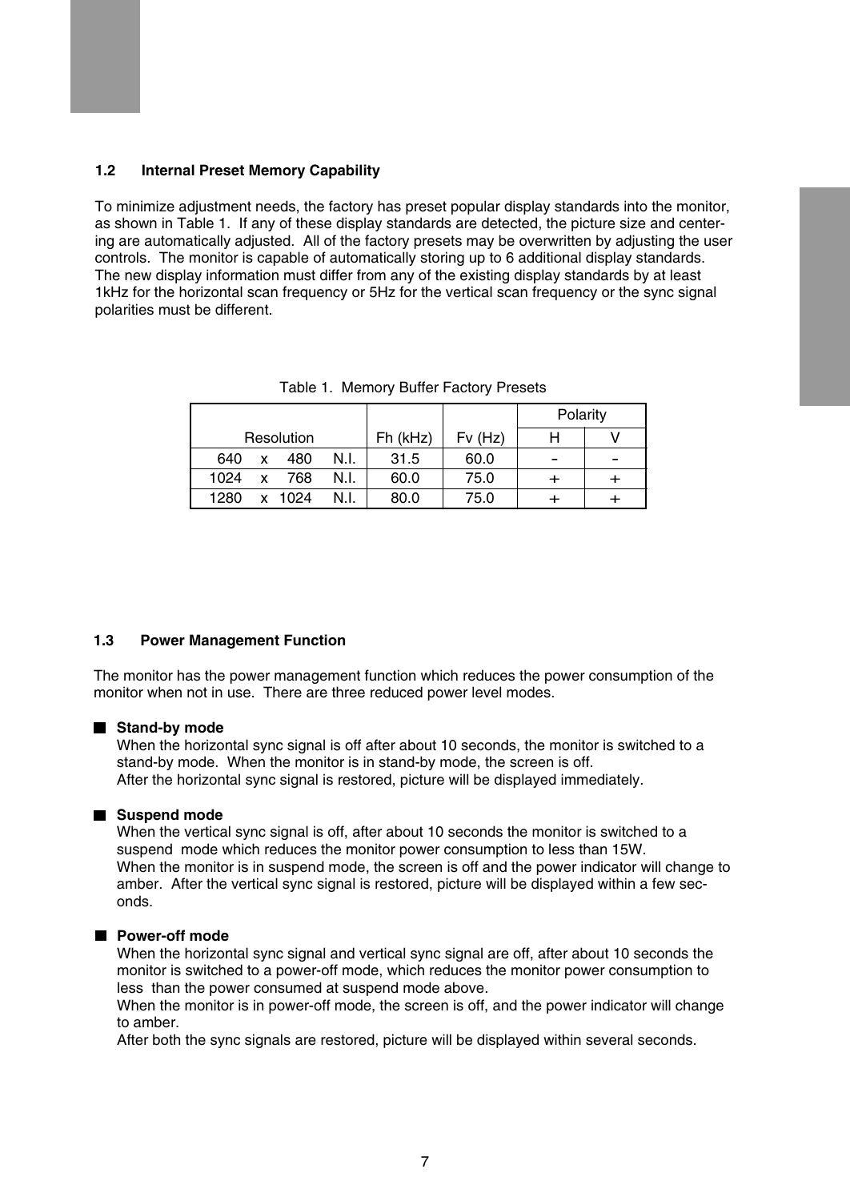## 1.2 Internal Preset Memory Capability

To minimize adjustment needs, the factory has preset popular display standards into the monitor, as shown in Table 1. If any of these display standards are detected, the picture size and centering are automatically adjusted. All of the factory presets may be overwritten by adjusting the user controls. The monitor is capable of automatically storing up to 6 additional display standards. The new display information must differ from any of the existing display standards by at least 1kHz for the horizontal scan frequency or 5Hz for the vertical scan frequency or the sync signal polarities must be different.

Table 1. Memory Buffer Factory Presets

| | | | Polarity | |
|---|---|---|---|---|
| Resolution | Fh (kHz) | Fv (Hz) | H | V |
| 640 x 480 N.I. | 31.5 | 60.0 | - | - |
| 1024 x 768 N.I. | 60.0 | 75.0 | + | + |
| 1280 x 1024 N.I. | 80.0 | 75.0 | + | + |

## 1.3 Power Management Function

The monitor has the power management function which reduces the power consumption of the monitor when not in use. There are three reduced power level modes.

- **Stand-by mode**
  When the horizontal sync signal is off after about 10 seconds, the monitor is switched to a stand-by mode. When the monitor is in stand-by mode, the screen is off.
  After the horizontal sync signal is restored, picture will be displayed immediately.

- **Suspend mode**
  When the vertical sync signal is off, after about 10 seconds the monitor is switched to a suspend mode which reduces the monitor power consumption to less than 15W.
  When the monitor is in suspend mode, the screen is off and the power indicator will change to amber. After the vertical sync signal is restored, picture will be displayed within a few seconds.

- **Power-off mode**
  When the horizontal sync signal and vertical sync signal are off, after about 10 seconds the monitor is switched to a power-off mode, which reduces the monitor power consumption to less than the power consumed at suspend mode above.
  When the monitor is in power-off mode, the screen is off, and the power indicator will change to amber.
  After both the sync signals are restored, picture will be displayed within several seconds.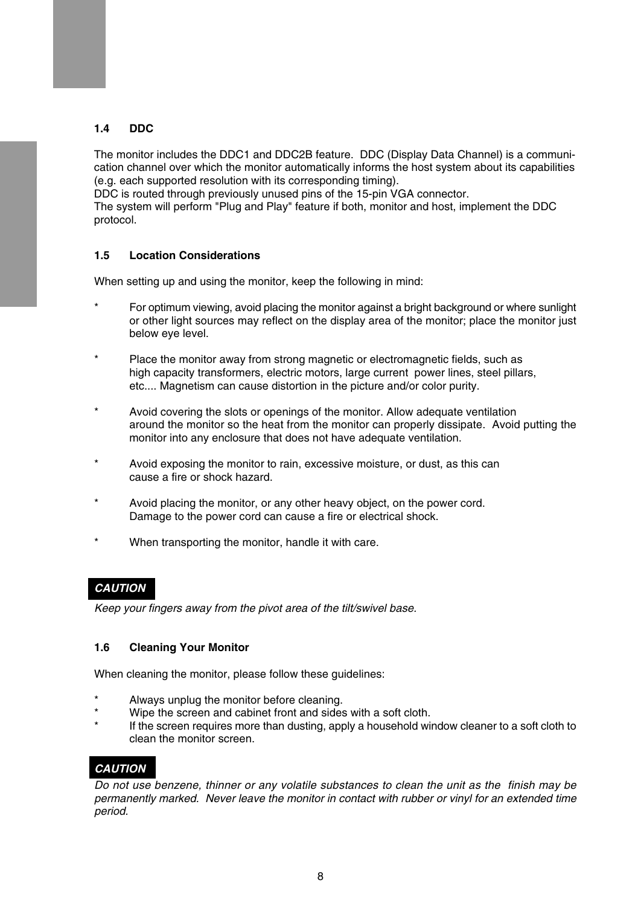### 1.4 DDC

The monitor includes the DDC1 and DDC2B feature. DDC (Display Data Channel) is a communication channel over which the monitor automatically informs the host system about its capabilities (e.g. each supported resolution with its corresponding timing).
DDC is routed through previously unused pins of the 15-pin VGA connector.
The system will perform "Plug and Play" feature if both, monitor and host, implement the DDC protocol.

### 1.5 Location Considerations

When setting up and using the monitor, keep the following in mind:

* For optimum viewing, avoid placing the monitor against a bright background or where sunlight or other light sources may reflect on the display area of the monitor; place the monitor just below eye level.

* Place the monitor away from strong magnetic or electromagnetic fields, such as high capacity transformers, electric motors, large current power lines, steel pillars, etc.... Magnetism can cause distortion in the picture and/or color purity.

* Avoid covering the slots or openings of the monitor. Allow adequate ventilation around the monitor so the heat from the monitor can properly dissipate. Avoid putting the monitor into any enclosure that does not have adequate ventilation.

* Avoid exposing the monitor to rain, excessive moisture, or dust, as this can cause a fire or shock hazard.

* Avoid placing the monitor, or any other heavy object, on the power cord. Damage to the power cord can cause a fire or electrical shock.

* When transporting the monitor, handle it with care.

**CAUTION**

*Keep your fingers away from the pivot area of the tilt/swivel base.*

### 1.6 Cleaning Your Monitor

When cleaning the monitor, please follow these guidelines:

* Always unplug the monitor before cleaning.
* Wipe the screen and cabinet front and sides with a soft cloth.
* If the screen requires more than dusting, apply a household window cleaner to a soft cloth to clean the monitor screen.

**CAUTION**

*Do not use benzene, thinner or any volatile substances to clean the unit as the finish may be permanently marked. Never leave the monitor in contact with rubber or vinyl for an extended time period.*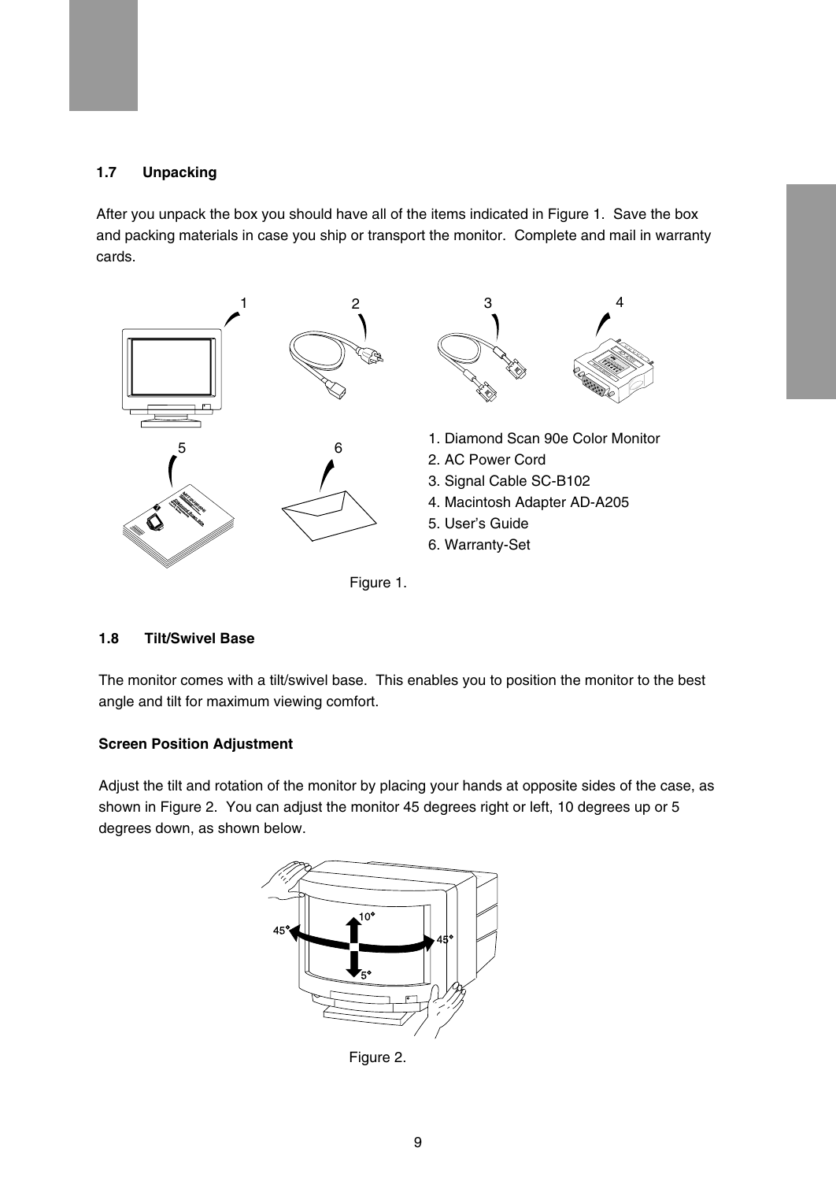## 1.7 Unpacking

After you unpack the box you should have all of the items indicated in Figure 1. Save the box and packing materials in case you ship or transport the monitor. Complete and mail in warranty cards.

1. Diamond Scan 90e Color Monitor
2. AC Power Cord
3. Signal Cable SC-B102
4. Macintosh Adapter AD-A205
5. User's Guide
6. Warranty-Set

Figure 1.

## 1.8 Tilt/Swivel Base

The monitor comes with a tilt/swivel base. This enables you to position the monitor to the best angle and tilt for maximum viewing comfort.

**Screen Position Adjustment**

Adjust the tilt and rotation of the monitor by placing your hands at opposite sides of the case, as shown in Figure 2. You can adjust the monitor 45 degrees right or left, 10 degrees up or 5 degrees down, as shown below.

10°
45°
45°
5°

Figure 2.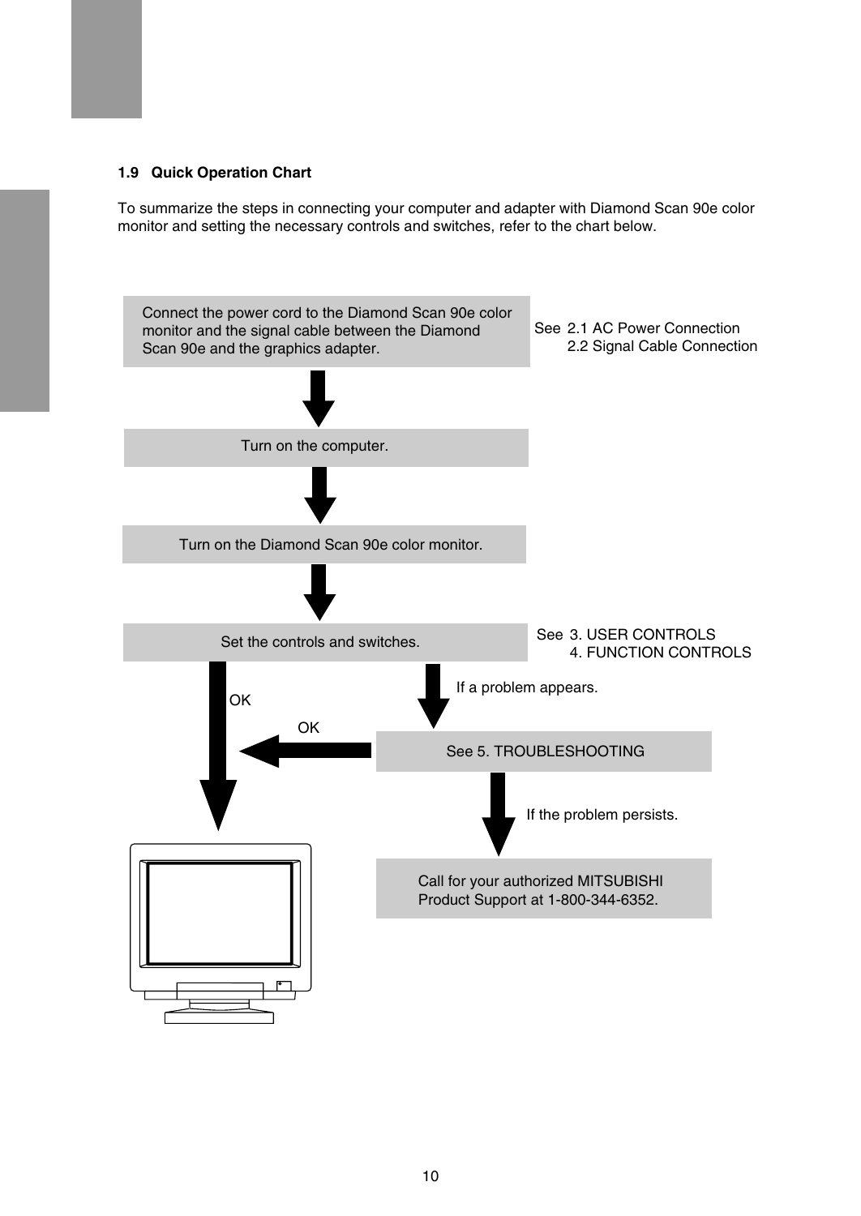### 1.9 Quick Operation Chart

To summarize the steps in connecting your computer and adapter with Diamond Scan 90e color monitor and setting the necessary controls and switches, refer to the chart below.

Connect the power cord to the Diamond Scan 90e color monitor and the signal cable between the Diamond Scan 90e and the graphics adapter.

See 2.1 AC Power Connection
2.2 Signal Cable Connection

Turn on the computer.

Turn on the Diamond Scan 90e color monitor.

Set the controls and switches.

See 3. USER CONTROLS
4. FUNCTION CONTROLS

OK

If a problem appears.

OK

See 5. TROUBLESHOOTING

If the problem persists.

Call for your authorized MITSUBISHI Product Support at 1-800-344-6352.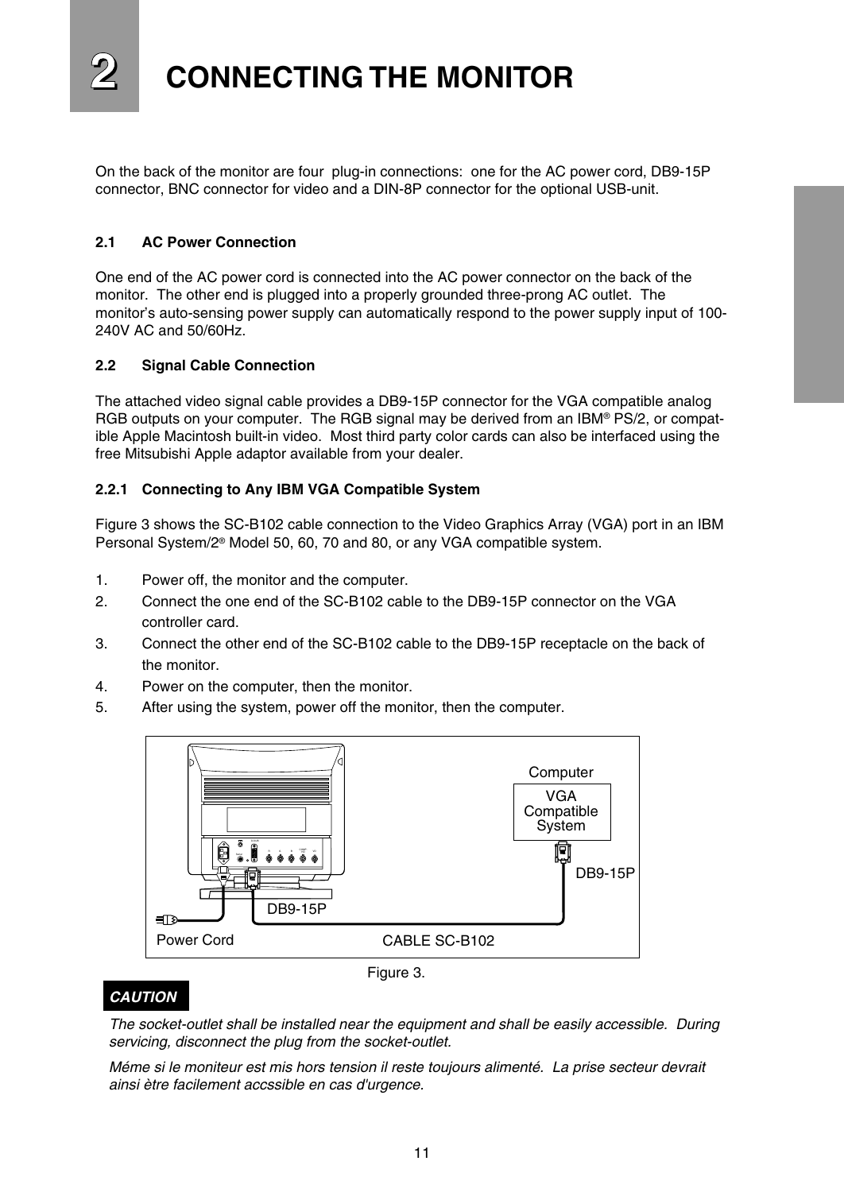# 2 CONNECTING THE MONITOR

On the back of the monitor are four plug-in connections: one for the AC power cord, DB9-15P connector, BNC connector for video and a DIN-8P connector for the optional USB-unit.

## 2.1 AC Power Connection

One end of the AC power cord is connected into the AC power connector on the back of the monitor. The other end is plugged into a properly grounded three-prong AC outlet. The monitor's auto-sensing power supply can automatically respond to the power supply input of 100-240V AC and 50/60Hz.

## 2.2 Signal Cable Connection

The attached video signal cable provides a DB9-15P connector for the VGA compatible analog RGB outputs on your computer. The RGB signal may be derived from an IBM® PS/2, or compatible Apple Macintosh built-in video. Most third party color cards can also be interfaced using the free Mitsubishi Apple adaptor available from your dealer.

### 2.2.1 Connecting to Any IBM VGA Compatible System

Figure 3 shows the SC-B102 cable connection to the Video Graphics Array (VGA) port in an IBM Personal System/2® Model 50, 60, 70 and 80, or any VGA compatible system.

1. Power off, the monitor and the computer.
2. Connect the one end of the SC-B102 cable to the DB9-15P connector on the VGA controller card.
3. Connect the other end of the SC-B102 cable to the DB9-15P receptacle on the back of the monitor.
4. Power on the computer, then the monitor.
5. After using the system, power off the monitor, then the computer.

Computer

VGA Compatible System

DB9-15P

DB9-15P

Power Cord

CABLE SC-B102

Figure 3.

**CAUTION**

*The socket-outlet shall be installed near the equipment and shall be easily accessible. During servicing, disconnect the plug from the socket-outlet.*

*Méme si le moniteur est mis hors tension il reste toujours alimenté. La prise secteur devrait ainsi ètre facilement accssible en cas d'urgence.*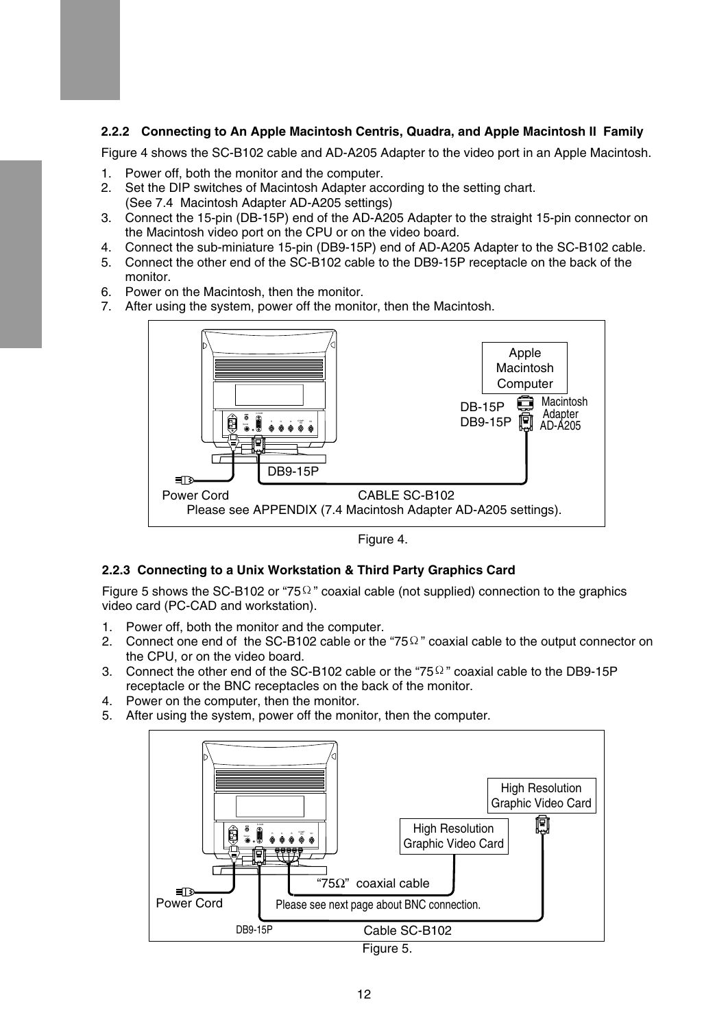### 2.2.2 Connecting to An Apple Macintosh Centris, Quadra, and Apple Macintosh II Family

Figure 4 shows the SC-B102 cable and AD-A205 Adapter to the video port in an Apple Macintosh.

1. Power off, both the monitor and the computer.
2. Set the DIP switches of Macintosh Adapter according to the setting chart. (See 7.4 Macintosh Adapter AD-A205 settings)
3. Connect the 15-pin (DB-15P) end of the AD-A205 Adapter to the straight 15-pin connector on the Macintosh video port on the CPU or on the video board.
4. Connect the sub-miniature 15-pin (DB9-15P) end of AD-A205 Adapter to the SC-B102 cable.
5. Connect the other end of the SC-B102 cable to the DB9-15P receptacle on the back of the monitor.
6. Power on the Macintosh, then the monitor.
7. After using the system, power off the monitor, then the Macintosh.

Apple Macintosh Computer

DB-15P

DB9-15P

Macintosh Adapter AD-A205

DB9-15P

Power Cord

CABLE SC-B102

Please see APPENDIX (7.4 Macintosh Adapter AD-A205 settings).

Figure 4.

### 2.2.3 Connecting to a Unix Workstation & Third Party Graphics Card

Figure 5 shows the SC-B102 or "75Ω" coaxial cable (not supplied) connection to the graphics video card (PC-CAD and workstation).

1. Power off, both the monitor and the computer.
2. Connect one end of the SC-B102 cable or the "75Ω" coaxial cable to the output connector on the CPU, or on the video board.
3. Connect the other end of the SC-B102 cable or the "75Ω" coaxial cable to the DB9-15P receptacle or the BNC receptacles on the back of the monitor.
4. Power on the computer, then the monitor.
5. After using the system, power off the monitor, then the computer.

High Resolution Graphic Video Card

High Resolution Graphic Video Card

"75Ω" coaxial cable

Power Cord

Please see next page about BNC connection.

DB9-15P

Cable SC-B102

Figure 5.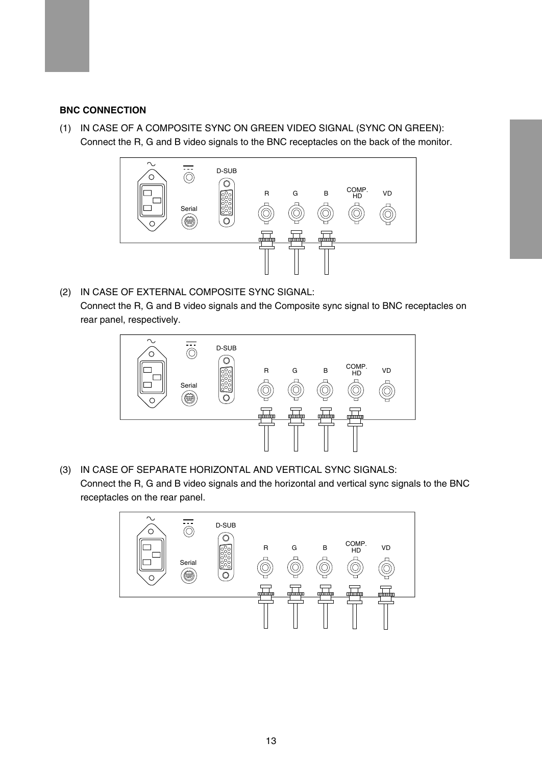**BNC CONNECTION**

(1) IN CASE OF A COMPOSITE SYNC ON GREEN VIDEO SIGNAL (SYNC ON GREEN):
Connect the R, G and B video signals to the BNC receptacles on the back of the monitor.

(2) IN CASE OF EXTERNAL COMPOSITE SYNC SIGNAL:
Connect the R, G and B video signals and the Composite sync signal to BNC receptacles on rear panel, respectively.

(3) IN CASE OF SEPARATE HORIZONTAL AND VERTICAL SYNC SIGNALS:
Connect the R, G and B video signals and the horizontal and vertical sync signals to the BNC receptacles on the rear panel.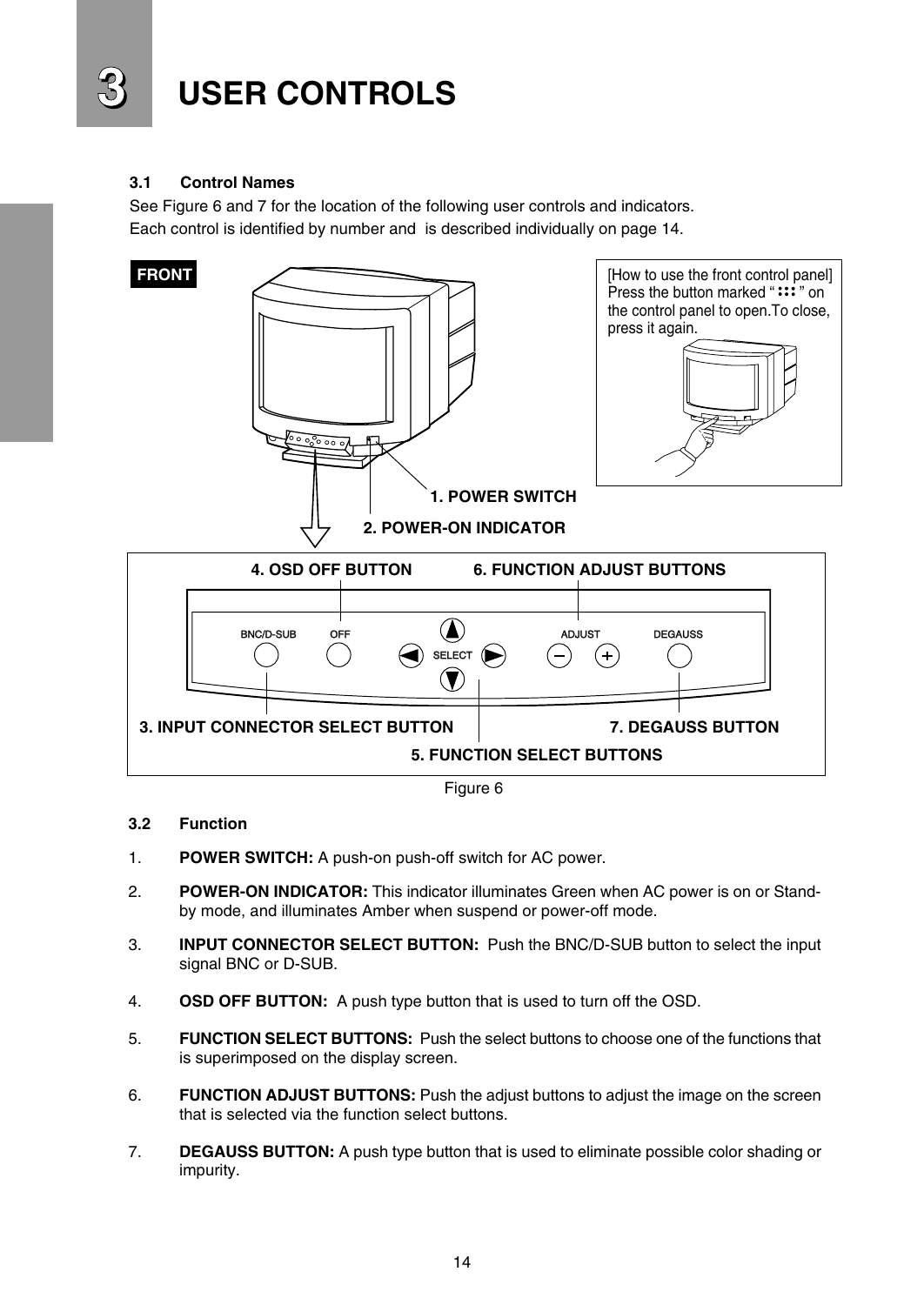# 3 USER CONTROLS

### 3.1 Control Names

See Figure 6 and 7 for the location of the following user controls and indicators.
Each control is identified by number and is described individually on page 14.

FRONT

[How to use the front control panel]
Press the button marked " ⁝⁝⁝ " on the control panel to open.To close, press it again.

1. POWER SWITCH
2. POWER-ON INDICATOR
4. OSD OFF BUTTON
6. FUNCTION ADJUST BUTTONS

BNC/D-SUB OFF SELECT ADJUST DEGAUSS

3. INPUT CONNECTOR SELECT BUTTON
7. DEGAUSS BUTTON
5. FUNCTION SELECT BUTTONS

Figure 6

### 3.2 Function

1. **POWER SWITCH:** A push-on push-off switch for AC power.
2. **POWER-ON INDICATOR:** This indicator illuminates Green when AC power is on or Stand-by mode, and illuminates Amber when suspend or power-off mode.
3. **INPUT CONNECTOR SELECT BUTTON:** Push the BNC/D-SUB button to select the input signal BNC or D-SUB.
4. **OSD OFF BUTTON:** A push type button that is used to turn off the OSD.
5. **FUNCTION SELECT BUTTONS:** Push the select buttons to choose one of the functions that is superimposed on the display screen.
6. **FUNCTION ADJUST BUTTONS:** Push the adjust buttons to adjust the image on the screen that is selected via the function select buttons.
7. **DEGAUSS BUTTON:** A push type button that is used to eliminate possible color shading or impurity.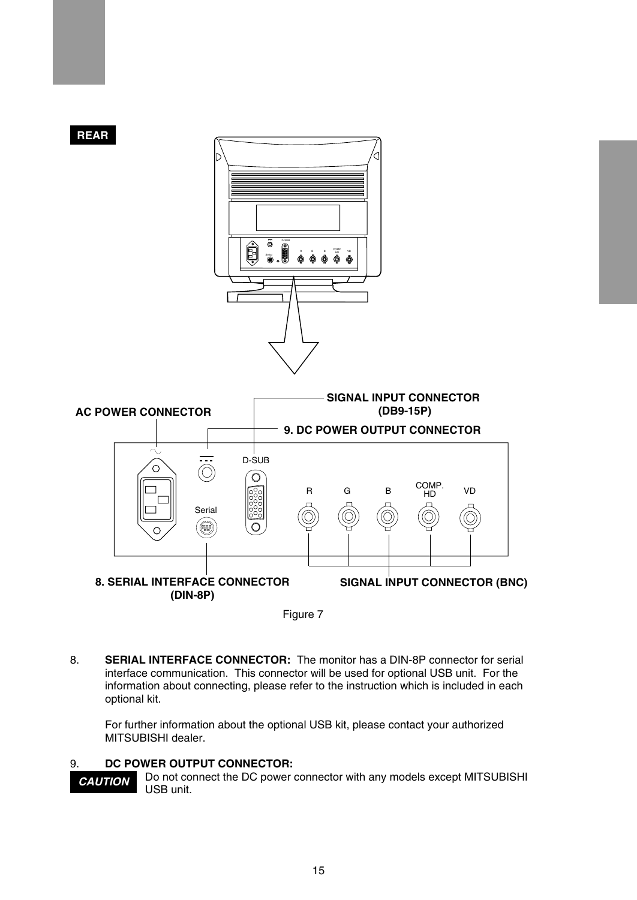**REAR**

**SIGNAL INPUT CONNECTOR (DB9-15P)**

**AC POWER CONNECTOR**

**9. DC POWER OUTPUT CONNECTOR**

D-SUB

R G B COMP. HD VD

Serial

**8. SERIAL INTERFACE CONNECTOR (DIN-8P)**

**SIGNAL INPUT CONNECTOR (BNC)**

Figure 7

8. **SERIAL INTERFACE CONNECTOR:** The monitor has a DIN-8P connector for serial interface communication. This connector will be used for optional USB unit. For the information about connecting, please refer to the instruction which is included in each optional kit.

   For further information about the optional USB kit, please contact your authorized MITSUBISHI dealer.

9. **DC POWER OUTPUT CONNECTOR:**

   ***CAUTION*** Do not connect the DC power connector with any models except MITSUBISHI USB unit.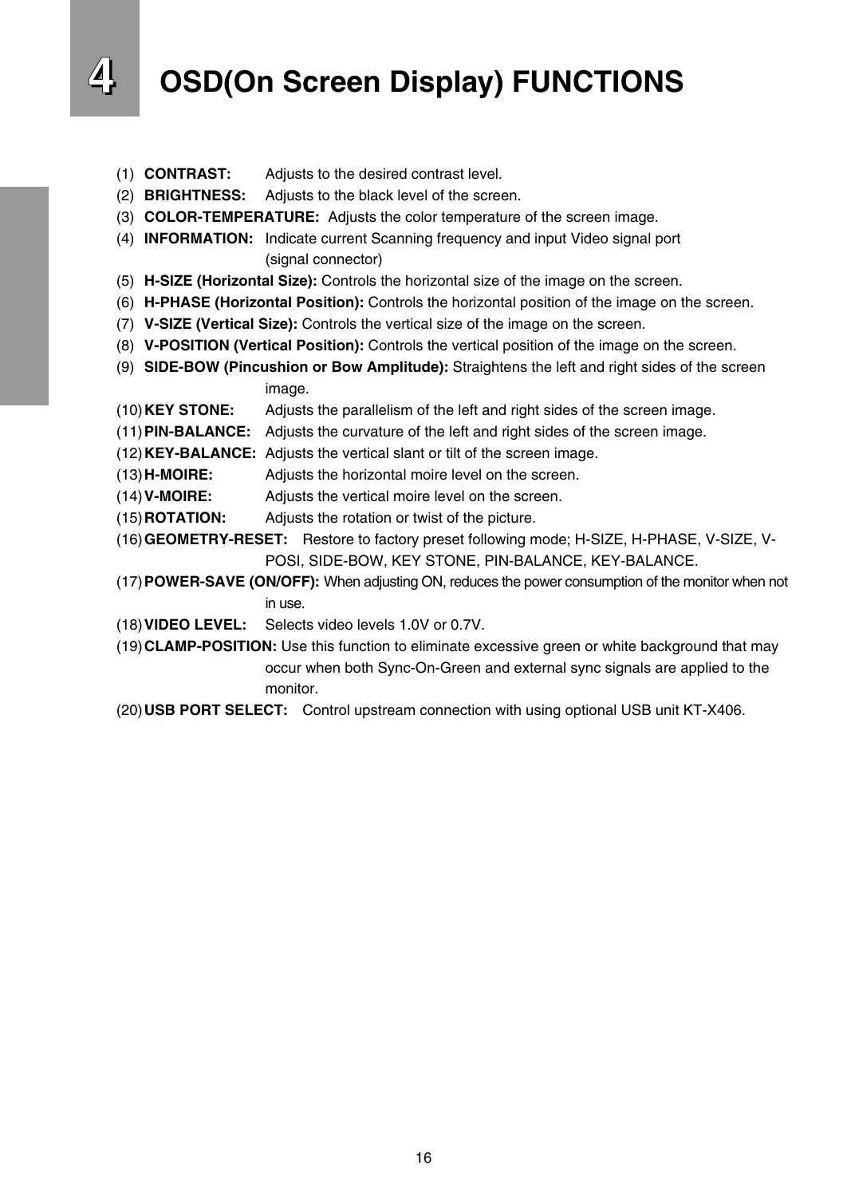# 4 OSD(On Screen Display) FUNCTIONS

(1) **CONTRAST:** Adjusts to the desired contrast level.

(2) **BRIGHTNESS:** Adjusts to the black level of the screen.

(3) **COLOR-TEMPERATURE:** Adjusts the color temperature of the screen image.

(4) **INFORMATION:** Indicate current Scanning frequency and input Video signal port (signal connector)

(5) **H-SIZE (Horizontal Size):** Controls the horizontal size of the image on the screen.

(6) **H-PHASE (Horizontal Position):** Controls the horizontal position of the image on the screen.

(7) **V-SIZE (Vertical Size):** Controls the vertical size of the image on the screen.

(8) **V-POSITION (Vertical Position):** Controls the vertical position of the image on the screen.

(9) **SIDE-BOW (Pincushion or Bow Amplitude):** Straightens the left and right sides of the screen image.

(10) **KEY STONE:** Adjusts the parallelism of the left and right sides of the screen image.

(11) **PIN-BALANCE:** Adjusts the curvature of the left and right sides of the screen image.

(12) **KEY-BALANCE:** Adjusts the vertical slant or tilt of the screen image.

(13) **H-MOIRE:** Adjusts the horizontal moire level on the screen.

(14) **V-MOIRE:** Adjusts the vertical moire level on the screen.

(15) **ROTATION:** Adjusts the rotation or twist of the picture.

(16) **GEOMETRY-RESET:** Restore to factory preset following mode; H-SIZE, H-PHASE, V-SIZE, V-POSI, SIDE-BOW, KEY STONE, PIN-BALANCE, KEY-BALANCE.

(17) **POWER-SAVE (ON/OFF):** When adjusting ON, reduces the power consumption of the monitor when not in use.

(18) **VIDEO LEVEL:** Selects video levels 1.0V or 0.7V.

(19) **CLAMP-POSITION:** Use this function to eliminate excessive green or white background that may occur when both Sync-On-Green and external sync signals are applied to the monitor.

(20) **USB PORT SELECT:** Control upstream connection with using optional USB unit KT-X406.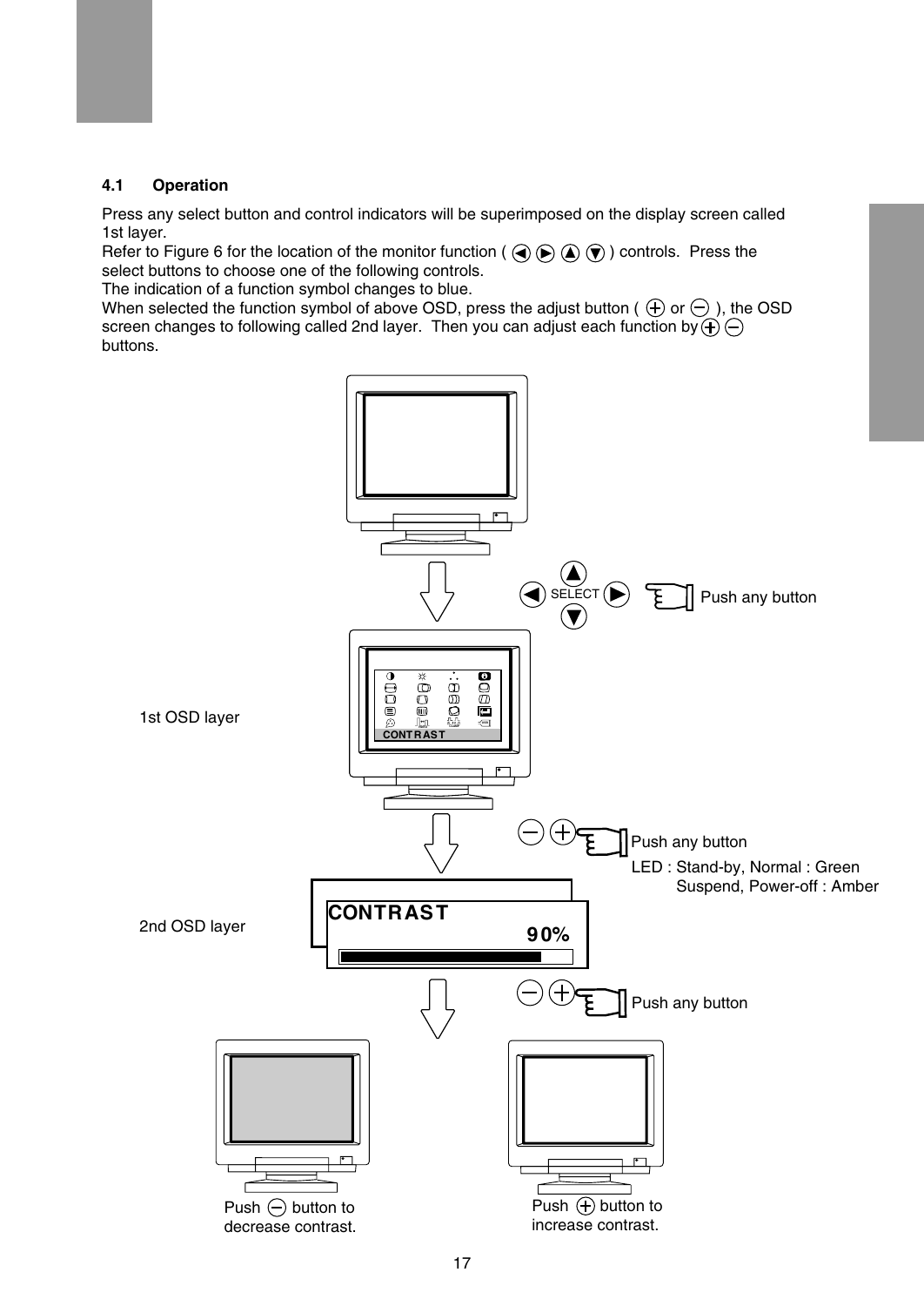### 4.1 Operation

Press any select button and control indicators will be superimposed on the display screen called 1st layer.
Refer to Figure 6 for the location of the monitor function ( ◀ ▶ ▲ ▼ ) controls. Press the select buttons to choose one of the following controls.
The indication of a function symbol changes to blue.
When selected the function symbol of above OSD, press the adjust button ( ⊕ or ⊖ ), the OSD screen changes to following called 2nd layer. Then you can adjust each function by ⊕ ⊖ buttons.

SELECT

Push any button

1st OSD layer

CONTRAST

Push any button

LED : Stand-by, Normal : Green
Suspend, Power-off : Amber

2nd OSD layer

CONTRAST

90%

Push any button

Push ⊖ button to decrease contrast.

Push ⊕ button to increase contrast.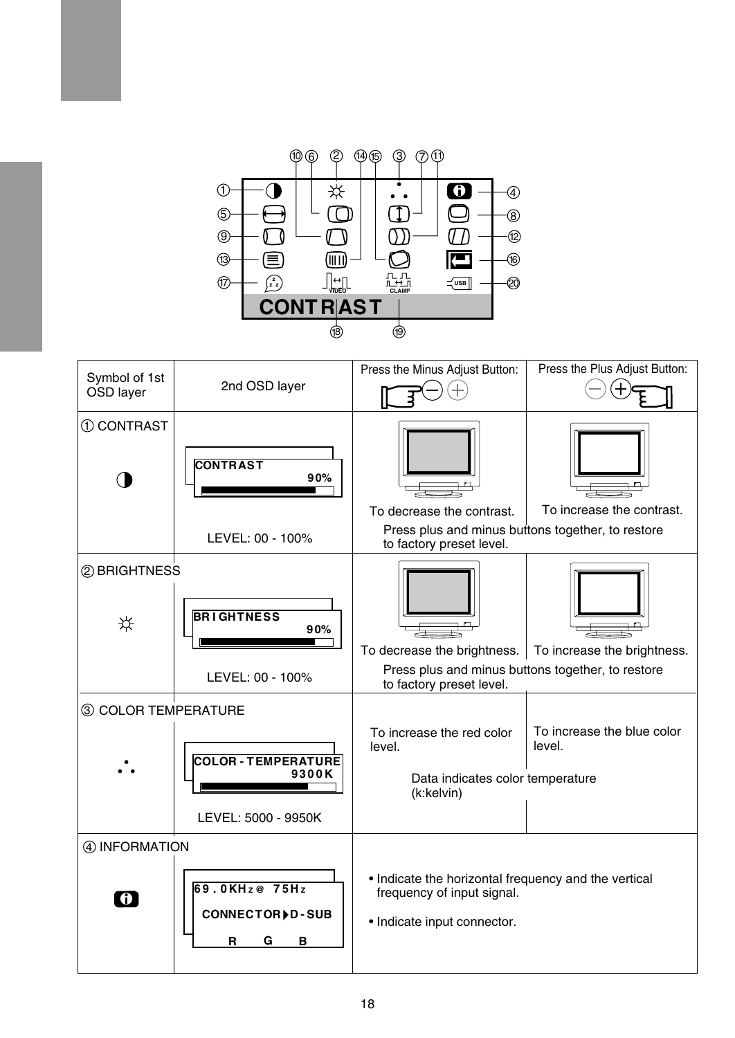| Symbol of 1st OSD layer | 2nd OSD layer | Press the Minus Adjust Button: | Press the Plus Adjust Button: |
|---|---|---|---|
| ① CONTRAST | CONTRAST 90% <br> LEVEL: 00 - 100% | To decrease the contrast. | To increase the contrast. |
| | | Press plus and minus buttons together, to restore to factory preset level. | |
| ② BRIGHTNESS | BRIGHTNESS 90% <br> LEVEL: 00 - 100% | To decrease the brightness. | To increase the brightness. |
| | | Press plus and minus buttons together, to restore to factory preset level. | |
| ③ COLOR TEMPERATURE | COLOR - TEMPERATURE 9300K <br> LEVEL: 5000 - 9950K | To increase the red color level. | To increase the blue color level. |
| | | Data indicates color temperature (k:kelvin) | |
| ④ INFORMATION | 69.0KHz @ 75Hz <br> CONNECTOR ▸ D-SUB <br> R G B | • Indicate the horizontal frequency and the vertical frequency of input signal. <br> • Indicate input connector. | |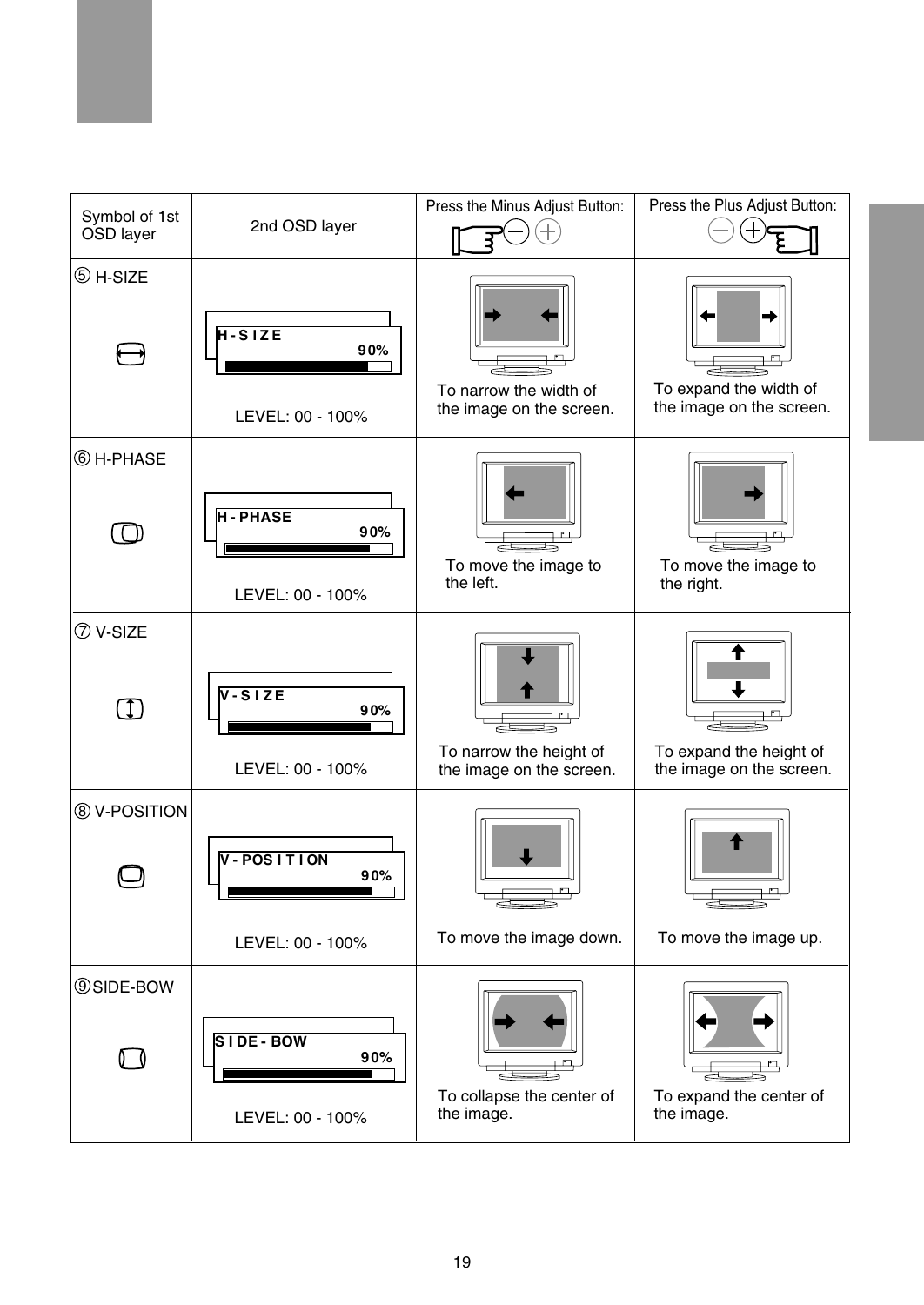| Symbol of 1st OSD layer | 2nd OSD layer | Press the Minus Adjust Button: | Press the Plus Adjust Button: |
|---|---|---|---|
| ⑤ H-SIZE | H-SIZE 90% LEVEL: 00 - 100% | To narrow the width of the image on the screen. | To expand the width of the image on the screen. |
| ⑥ H-PHASE | H-PHASE 90% LEVEL: 00 - 100% | To move the image to the left. | To move the image to the right. |
| ⑦ V-SIZE | V-SIZE 90% LEVEL: 00 - 100% | To narrow the height of the image on the screen. | To expand the height of the image on the screen. |
| ⑧ V-POSITION | V-POSITION 90% LEVEL: 00 - 100% | To move the image down. | To move the image up. |
| ⑨ SIDE-BOW | SIDE-BOW 90% LEVEL: 00 - 100% | To collapse the center of the image. | To expand the center of the image. |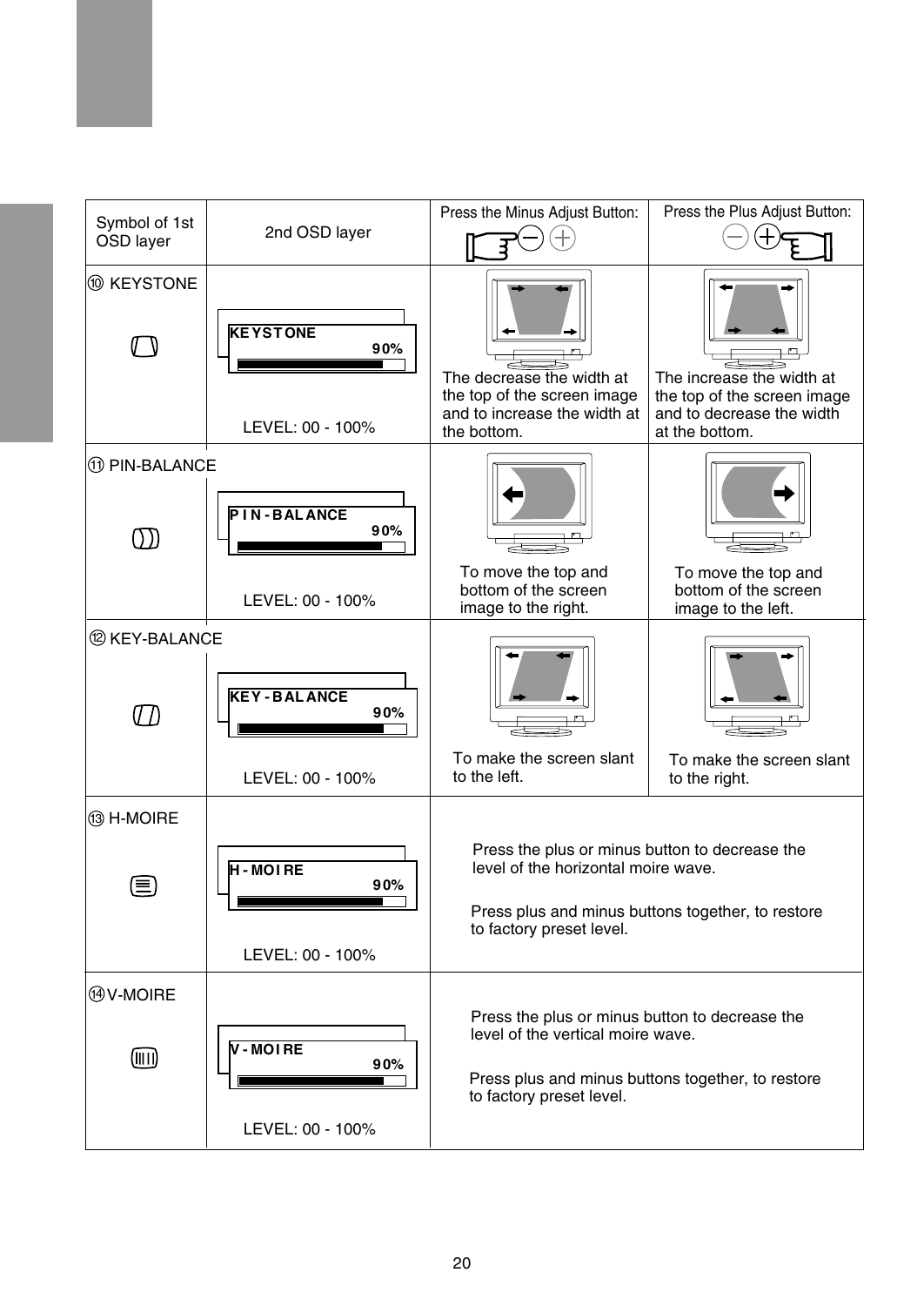| Symbol of 1st OSD layer | 2nd OSD layer | Press the Minus Adjust Button: | Press the Plus Adjust Button: |
|---|---|---|---|
| ⑩ KEYSTONE | KEYSTONE 90% LEVEL: 00 - 100% | The decrease the width at the top of the screen image and to increase the width at the bottom. | The increase the width at the top of the screen image and to decrease the width at the bottom. |
| ⑪ PIN-BALANCE | PIN-BALANCE 90% LEVEL: 00 - 100% | To move the top and bottom of the screen image to the right. | To move the top and bottom of the screen image to the left. |
| ⑫ KEY-BALANCE | KEY-BALANCE 90% LEVEL: 00 - 100% | To make the screen slant to the left. | To make the screen slant to the right. |
| ⑬ H-MOIRE | H-MOIRE 90% LEVEL: 00 - 100% | Press the plus or minus button to decrease the level of the horizontal moire wave. Press plus and minus buttons together, to restore to factory preset level. | |
| ⑭ V-MOIRE | V-MOIRE 90% LEVEL: 00 - 100% | Press the plus or minus button to decrease the level of the vertical moire wave. Press plus and minus buttons together, to restore to factory preset level. | |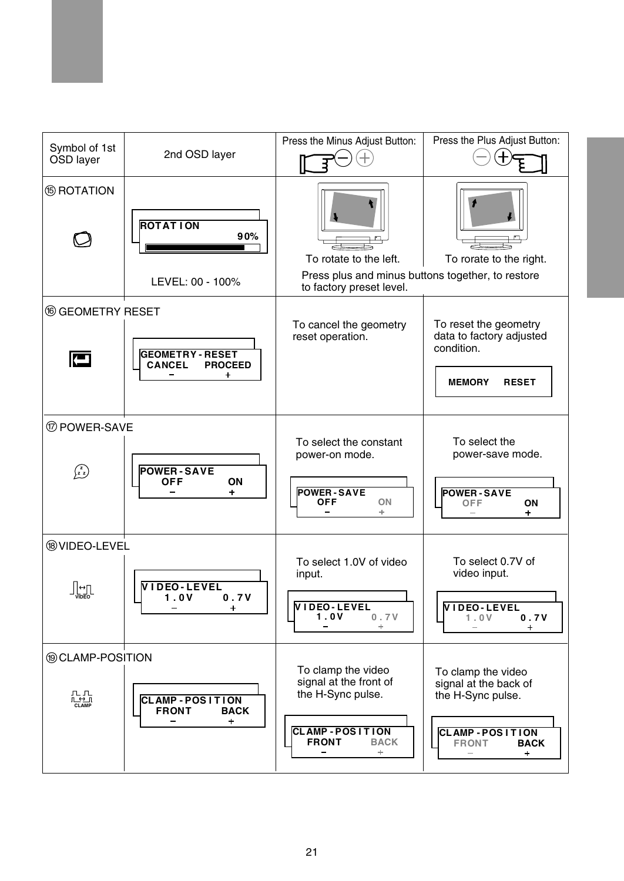| Symbol of 1st OSD layer | 2nd OSD layer | Press the Minus Adjust Button: | Press the Plus Adjust Button: |
|---|---|---|---|
| ⑮ ROTATION | ROTATION 90% <br> LEVEL: 00 - 100% | To rotate to the left. | To rorate to the right. |
| | | Press plus and minus buttons together, to restore to factory preset level. | |
| ⑯ GEOMETRY RESET | GEOMETRY - RESET <br> CANCEL – PROCEED + | To cancel the geometry reset operation. | To reset the geometry data to factory adjusted condition. <br> MEMORY RESET |
| ⑰ POWER-SAVE | POWER - SAVE <br> OFF – ON + | To select the constant power-on mode. <br> POWER - SAVE <br> OFF – ON + | To select the power-save mode. <br> POWER - SAVE <br> OFF – ON + |
| ⑱ VIDEO-LEVEL <br> VIDEO | VIDEO - LEVEL <br> 1.0V – 0.7V + | To select 1.0V of video input. <br> VIDEO - LEVEL <br> 1.0V – 0.7V + | To select 0.7V of video input. <br> VIDEO - LEVEL <br> 1.0V – 0.7V + |
| ⑲ CLAMP-POSITION <br> CLAMP | CLAMP - POSITION <br> FRONT – BACK + | To clamp the video signal at the front of the H-Sync pulse. <br> CLAMP - POSITION <br> FRONT – BACK + | To clamp the video signal at the back of the H-Sync pulse. <br> CLAMP - POSITION <br> FRONT – BACK + |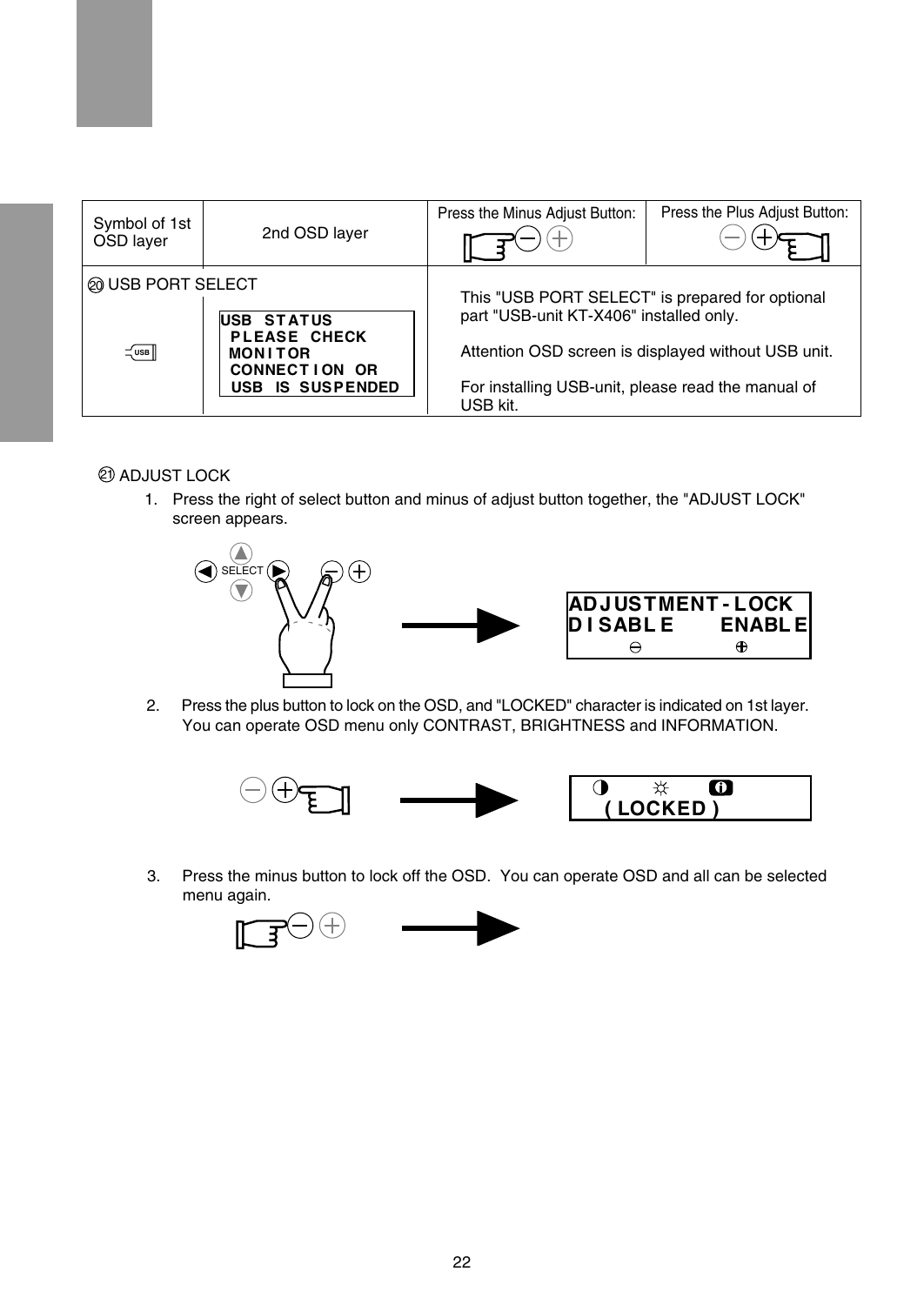| Symbol of 1st OSD layer | 2nd OSD layer | Press the Minus Adjust Button: | Press the Plus Adjust Button: |
|---|---|---|---|
| ⑳ USB PORT SELECT | USB STATUS PLEASE CHECK MONITOR CONNECTION OR USB IS SUSPENDED | This "USB PORT SELECT" is prepared for optional part "USB-unit KT-X406" installed only. Attention OSD screen is displayed without USB unit. For installing USB-unit, please read the manual of USB kit. | |

㉑ ADJUST LOCK

1. Press the right of select button and minus of adjust button together, the "ADJUST LOCK" screen appears.

SELECT

ADJUSTMENT-LOCK
DISABLE ENABLE

2. Press the plus button to lock on the OSD, and "LOCKED" character is indicated on 1st layer. You can operate OSD menu only CONTRAST, BRIGHTNESS and INFORMATION.

(LOCKED)

3. Press the minus button to lock off the OSD. You can operate OSD and all can be selected menu again.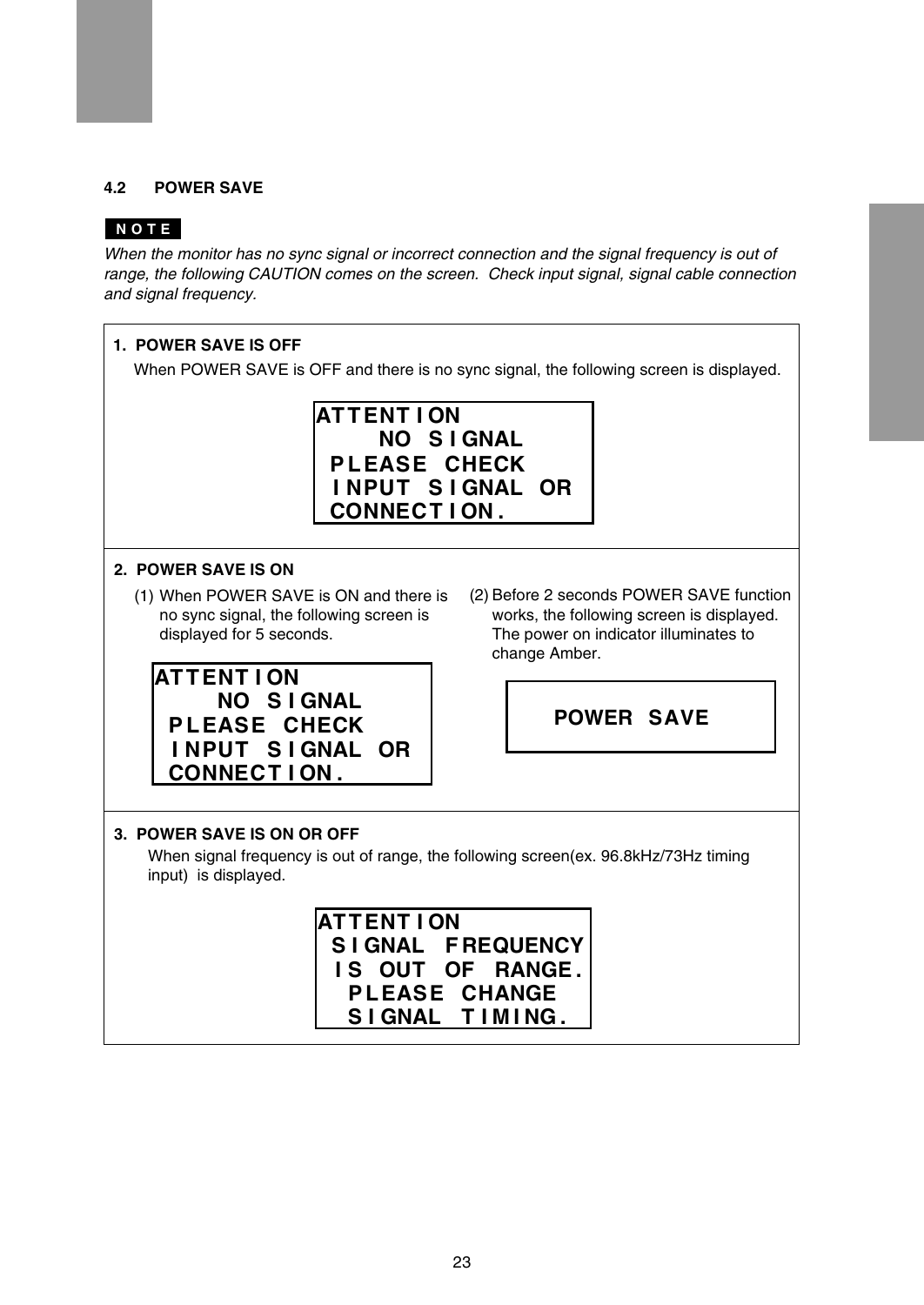## 4.2 POWER SAVE

**N O T E**

*When the monitor has no sync signal or incorrect connection and the signal frequency is out of range, the following CAUTION comes on the screen. Check input signal, signal cable connection and signal frequency.*

**1. POWER SAVE IS OFF**

When POWER SAVE is OFF and there is no sync signal, the following screen is displayed.

```
ATTENTION
    NO SIGNAL
 PLEASE CHECK
 INPUT SIGNAL OR
 CONNECTION.
```

**2. POWER SAVE IS ON**

(1) When POWER SAVE is ON and there is no sync signal, the following screen is displayed for 5 seconds.

```
ATTENTION
    NO SIGNAL
 PLEASE CHECK
 INPUT SIGNAL OR
 CONNECTION.
```

(2) Before 2 seconds POWER SAVE function works, the following screen is displayed. The power on indicator illuminates to change Amber.

```
POWER SAVE
```

**3. POWER SAVE IS ON OR OFF**

When signal frequency is out of range, the following screen(ex. 96.8kHz/73Hz timing input) is displayed.

```
ATTENTION
 SIGNAL FREQUENCY
 IS OUT OF RANGE.
  PLEASE CHANGE
  SIGNAL TIMING.
```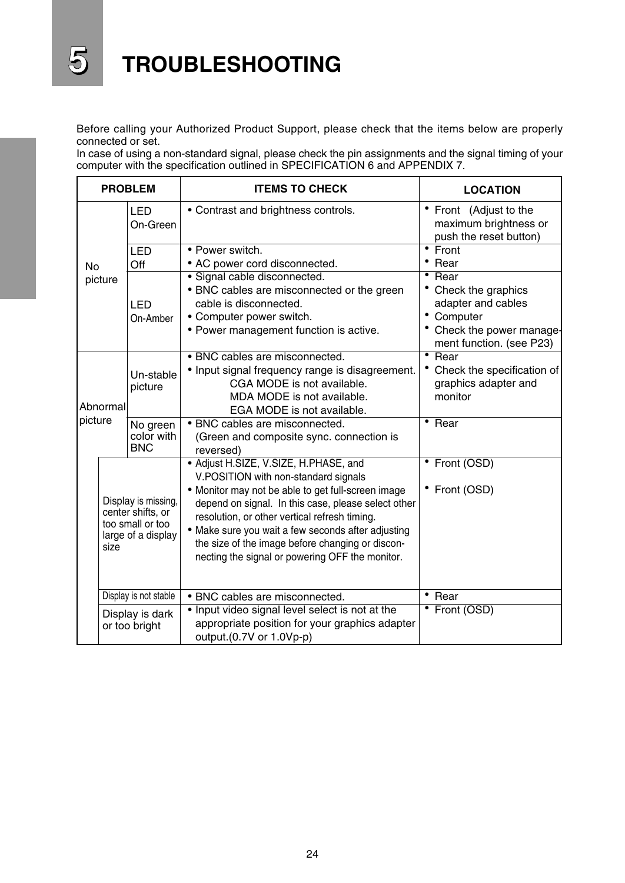# 5 TROUBLESHOOTING

Before calling your Authorized Product Support, please check that the items below are properly connected or set.
In case of using a non-standard signal, please check the pin assignments and the signal timing of your computer with the specification outlined in SPECIFICATION 6 and APPENDIX 7.

| PROBLEM | | ITEMS TO CHECK | LOCATION |
|---|---|---|---|
| No picture | LED On-Green | • Contrast and brightness controls. | • Front (Adjust to the maximum brightness or push the reset button) |
| | LED Off | • Power switch.<br>• AC power cord disconnected. | • Front<br>• Rear |
| | LED On-Amber | • Signal cable disconnected.<br>• BNC cables are misconnected or the green cable is disconnected.<br>• Computer power switch.<br>• Power management function is active. | • Rear<br>• Check the graphics adapter and cables<br>• Computer<br>• Check the power management function. (see P23) |
| Abnormal picture | Un-stable picture | • BNC cables are misconnected.<br>• Input signal frequency range is disagreement.<br>CGA MODE is not available.<br>MDA MODE is not available.<br>EGA MODE is not available. | • Rear<br>• Check the specification of graphics adapter and monitor |
| | No green color with BNC | • BNC cables are misconnected.<br>(Green and composite sync. connection is reversed) | • Rear |
| | Display is missing, center shifts, or too small or too large of a display size | • Adjust H.SIZE, V.SIZE, H.PHASE, and V.POSITION with non-standard signals<br>• Monitor may not be able to get full-screen image depend on signal. In this case, please select other resolution, or other vertical refresh timing.<br>• Make sure you wait a few seconds after adjusting the size of the image before changing or disconnecting the signal or powering OFF the monitor. | • Front (OSD)<br>• Front (OSD) |
| | Display is not stable | • BNC cables are misconnected. | • Rear |
| | Display is dark or too bright | • Input video signal level select is not at the appropriate position for your graphics adapter output.(0.7V or 1.0Vp-p) | • Front (OSD) |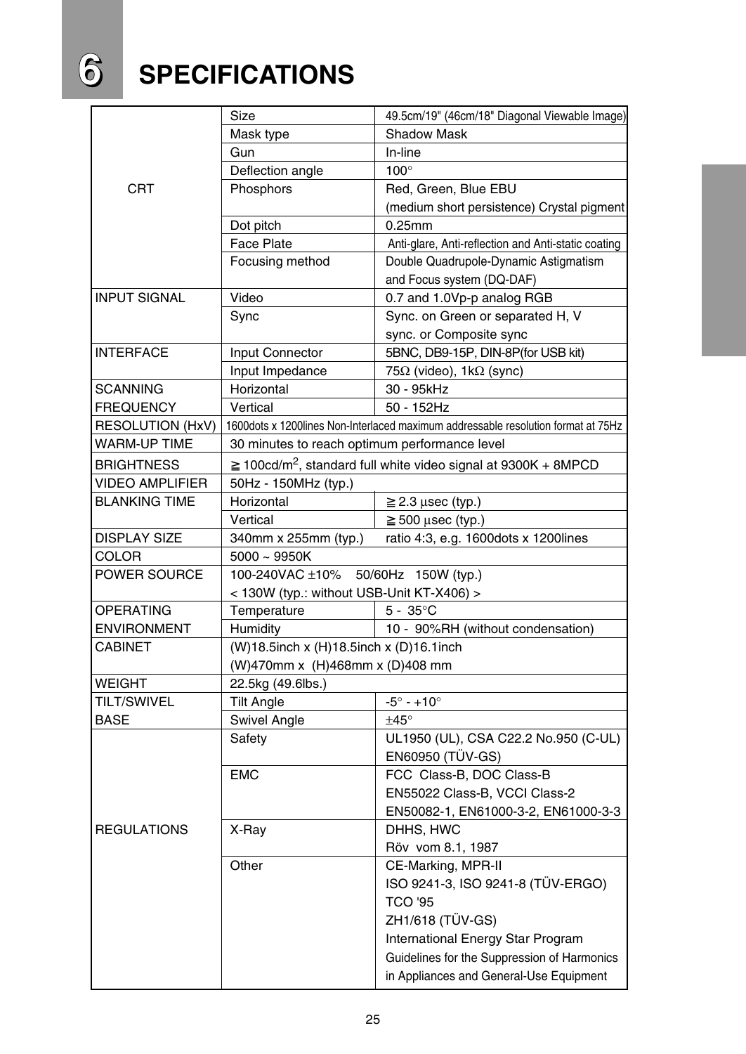# 6 SPECIFICATIONS

| | | |
|---|---|---|
| CRT | Size | 49.5cm/19" (46cm/18" Diagonal Viewable Image) |
| | Mask type | Shadow Mask |
| | Gun | In-line |
| | Deflection angle | 100° |
| | Phosphors | Red, Green, Blue EBU (medium short persistence) Crystal pigment |
| | Dot pitch | 0.25mm |
| | Face Plate | Anti-glare, Anti-reflection and Anti-static coating |
| | Focusing method | Double Quadrupole-Dynamic Astigmatism and Focus system (DQ-DAF) |
| INPUT SIGNAL | Video | 0.7 and 1.0Vp-p analog RGB |
| | Sync | Sync. on Green or separated H, V sync. or Composite sync |
| INTERFACE | Input Connector | 5BNC, DB9-15P, DIN-8P(for USB kit) |
| | Input Impedance | 75Ω (video), 1kΩ (sync) |
| SCANNING FREQUENCY | Horizontal | 30 - 95kHz |
| | Vertical | 50 - 152Hz |
| RESOLUTION (HxV) | 1600dots x 1200lines Non-Interlaced maximum addressable resolution format at 75Hz | |
| WARM-UP TIME | 30 minutes to reach optimum performance level | |
| BRIGHTNESS | ≧ 100cd/m$^2$, standard full white video signal at 9300K + 8MPCD | |
| VIDEO AMPLIFIER | 50Hz - 150MHz (typ.) | |
| BLANKING TIME | Horizontal | ≧ 2.3 μsec (typ.) |
| | Vertical | ≧ 500 μsec (typ.) |
| DISPLAY SIZE | 340mm x 255mm (typ.) | ratio 4:3, e.g. 1600dots x 1200lines |
| COLOR | 5000 ~ 9950K | |
| POWER SOURCE | 100-240VAC ±10% 50/60Hz 150W (typ.) < 130W (typ.: without USB-Unit KT-X406) > | |
| OPERATING ENVIRONMENT | Temperature | 5 - 35°C |
| | Humidity | 10 - 90%RH (without condensation) |
| CABINET | (W)18.5inch x (H)18.5inch x (D)16.1inch (W)470mm x (H)468mm x (D)408 mm | |
| WEIGHT | 22.5kg (49.6lbs.) | |
| TILT/SWIVEL BASE | Tilt Angle | -5° - +10° |
| | Swivel Angle | ±45° |
| REGULATIONS | Safety | UL1950 (UL), CSA C22.2 No.950 (C-UL) EN60950 (TÜV-GS) |
| | EMC | FCC Class-B, DOC Class-B EN55022 Class-B, VCCI Class-2 EN50082-1, EN61000-3-2, EN61000-3-3 |
| | X-Ray | DHHS, HWC Röv vom 8.1, 1987 |
| | Other | CE-Marking, MPR-II ISO 9241-3, ISO 9241-8 (TÜV-ERGO) TCO '95 ZH1/618 (TÜV-GS) International Energy Star Program Guidelines for the Suppression of Harmonics in Appliances and General-Use Equipment |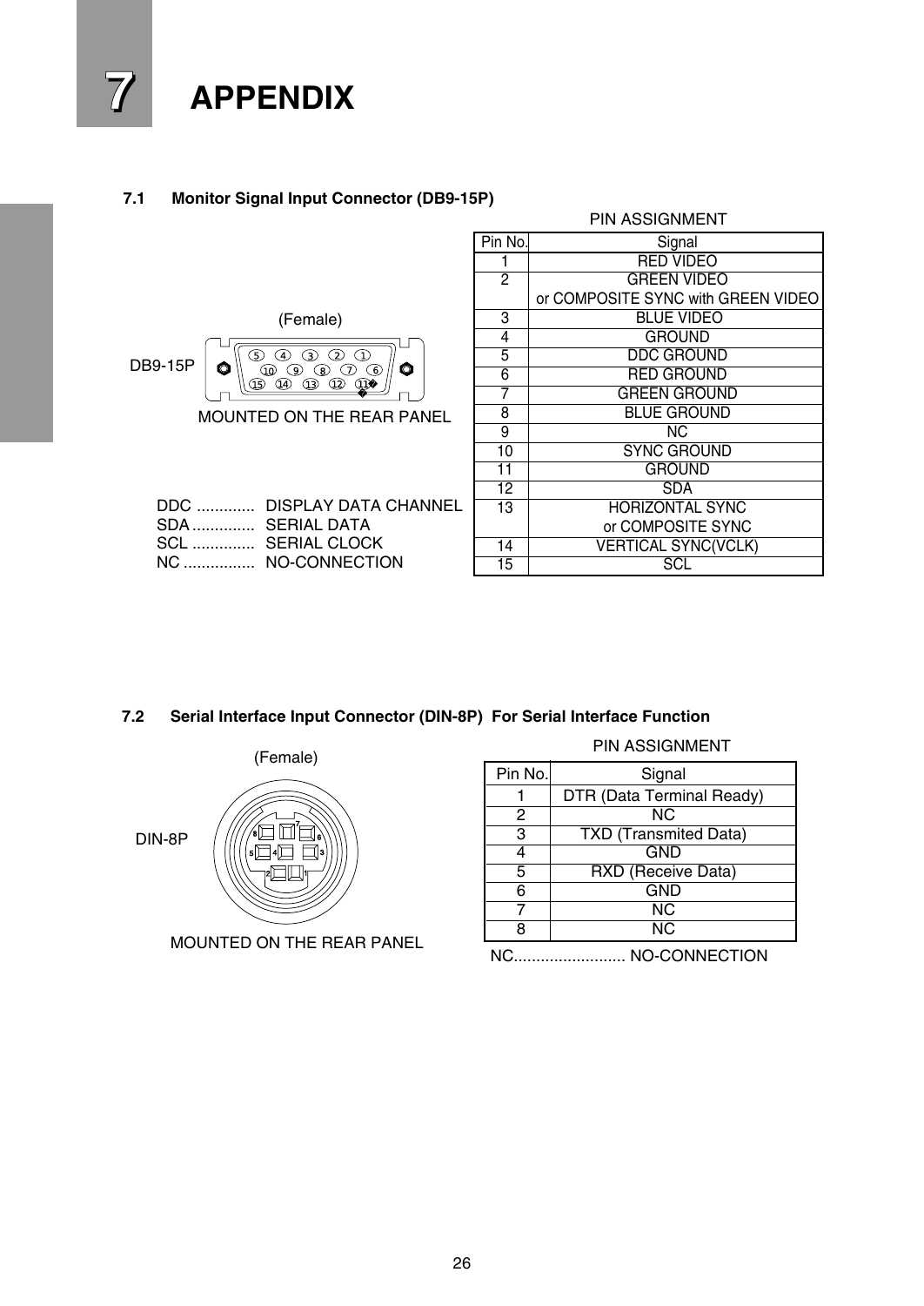# 7 APPENDIX

## 7.1 Monitor Signal Input Connector (DB9-15P)

(Female)

DB9-15P

MOUNTED ON THE REAR PANEL

DDC ............. DISPLAY DATA CHANNEL
SDA .............. SERIAL DATA
SCL .............. SERIAL CLOCK
NC ................ NO-CONNECTION

PIN ASSIGNMENT

| Pin No. | Signal |
|---|---|
| 1 | RED VIDEO |
| 2 | GREEN VIDEO or COMPOSITE SYNC with GREEN VIDEO |
| 3 | BLUE VIDEO |
| 4 | GROUND |
| 5 | DDC GROUND |
| 6 | RED GROUND |
| 7 | GREEN GROUND |
| 8 | BLUE GROUND |
| 9 | NC |
| 10 | SYNC GROUND |
| 11 | GROUND |
| 12 | SDA |
| 13 | HORIZONTAL SYNC or COMPOSITE SYNC |
| 14 | VERTICAL SYNC(VCLK) |
| 15 | SCL |

## 7.2 Serial Interface Input Connector (DIN-8P) For Serial Interface Function

(Female)

DIN-8P

MOUNTED ON THE REAR PANEL

PIN ASSIGNMENT

| Pin No. | Signal |
|---|---|
| 1 | DTR (Data Terminal Ready) |
| 2 | NC |
| 3 | TXD (Transmited Data) |
| 4 | GND |
| 5 | RXD (Receive Data) |
| 6 | GND |
| 7 | NC |
| 8 | NC |

NC......................... NO-CONNECTION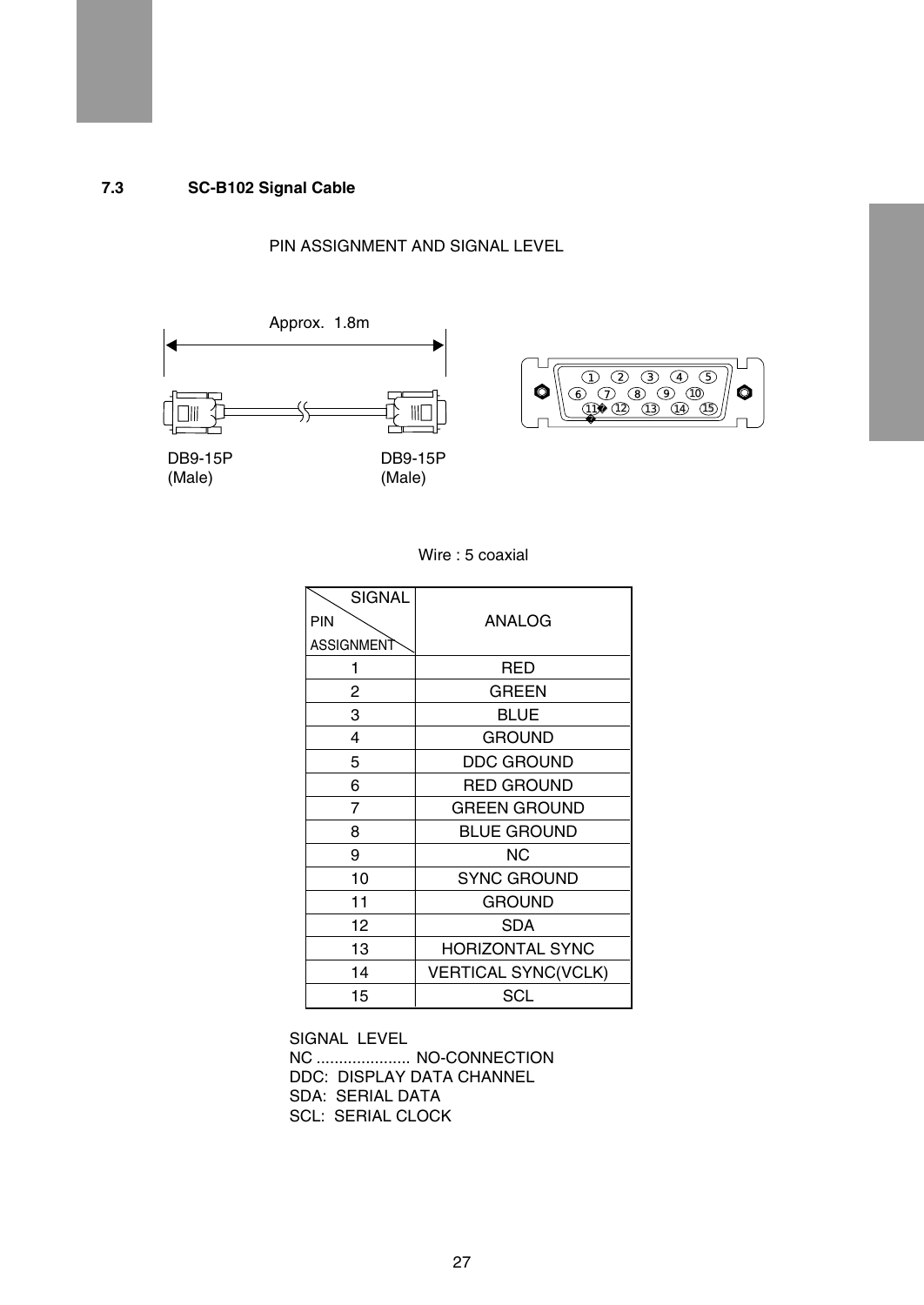## 7.3 SC-B102 Signal Cable

PIN ASSIGNMENT AND SIGNAL LEVEL

Approx. 1.8m

DB9-15P (Male)

DB9-15P (Male)

Wire : 5 coaxial

| PIN ASSIGNMENT \ SIGNAL | ANALOG |
|---|---|
| 1 | RED |
| 2 | GREEN |
| 3 | BLUE |
| 4 | GROUND |
| 5 | DDC GROUND |
| 6 | RED GROUND |
| 7 | GREEN GROUND |
| 8 | BLUE GROUND |
| 9 | NC |
| 10 | SYNC GROUND |
| 11 | GROUND |
| 12 | SDA |
| 13 | HORIZONTAL SYNC |
| 14 | VERTICAL SYNC(VCLK) |
| 15 | SCL |

SIGNAL LEVEL
NC ..................... NO-CONNECTION
DDC: DISPLAY DATA CHANNEL
SDA: SERIAL DATA
SCL: SERIAL CLOCK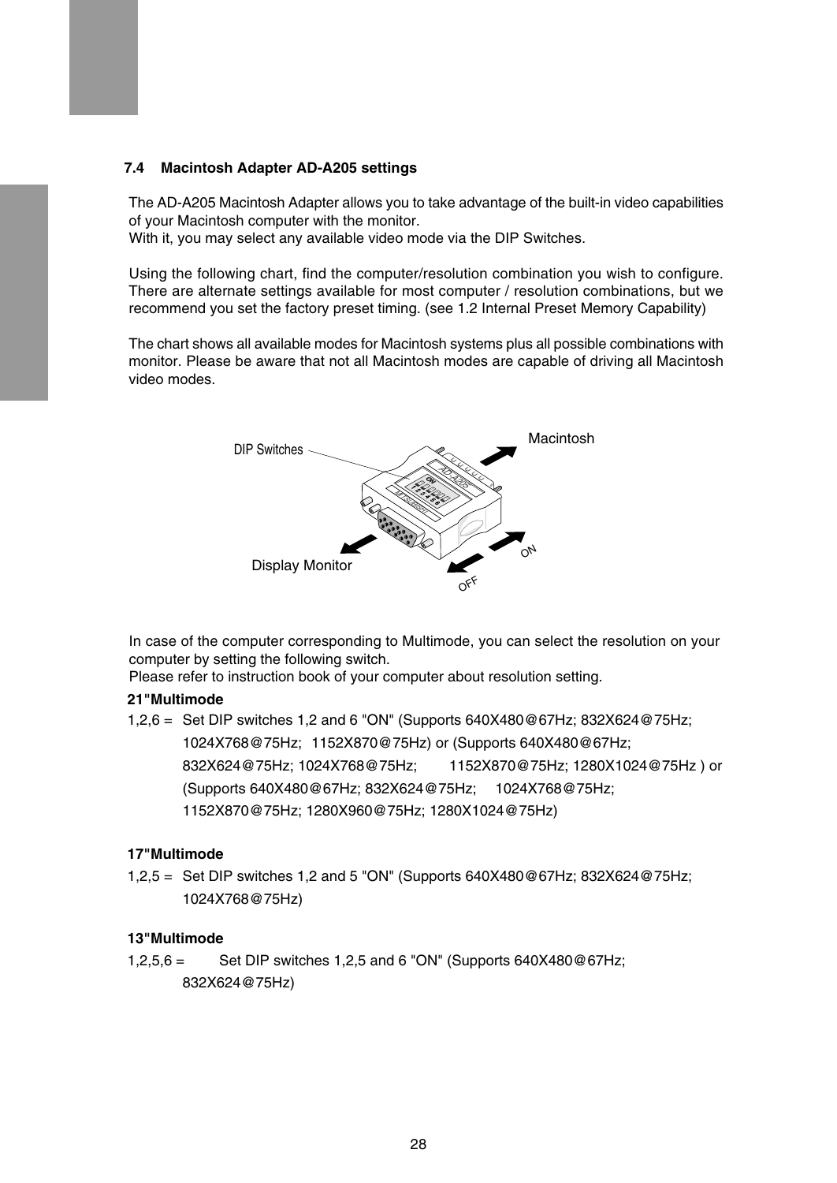### 7.4 Macintosh Adapter AD-A205 settings

The AD-A205 Macintosh Adapter allows you to take advantage of the built-in video capabilities of your Macintosh computer with the monitor.
With it, you may select any available video mode via the DIP Switches.

Using the following chart, find the computer/resolution combination you wish to configure. There are alternate settings available for most computer / resolution combinations, but we recommend you set the factory preset timing. (see 1.2 Internal Preset Memory Capability)

The chart shows all available modes for Macintosh systems plus all possible combinations with monitor. Please be aware that not all Macintosh modes are capable of driving all Macintosh video modes.

DIP Switches

Macintosh

Display Monitor

ON

OFF

In case of the computer corresponding to Multimode, you can select the resolution on your computer by setting the following switch.
Please refer to instruction book of your computer about resolution setting.

**21"Multimode**

1,2,6 = Set DIP switches 1,2 and 6 "ON" (Supports 640X480@67Hz; 832X624@75Hz; 1024X768@75Hz; 1152X870@75Hz) or (Supports 640X480@67Hz; 832X624@75Hz; 1024X768@75Hz; 1152X870@75Hz; 1280X1024@75Hz ) or (Supports 640X480@67Hz; 832X624@75Hz; 1024X768@75Hz; 1152X870@75Hz; 1280X960@75Hz; 1280X1024@75Hz)

**17"Multimode**

1,2,5 = Set DIP switches 1,2 and 5 "ON" (Supports 640X480@67Hz; 832X624@75Hz; 1024X768@75Hz)

**13"Multimode**

1,2,5,6 = Set DIP switches 1,2,5 and 6 "ON" (Supports 640X480@67Hz; 832X624@75Hz)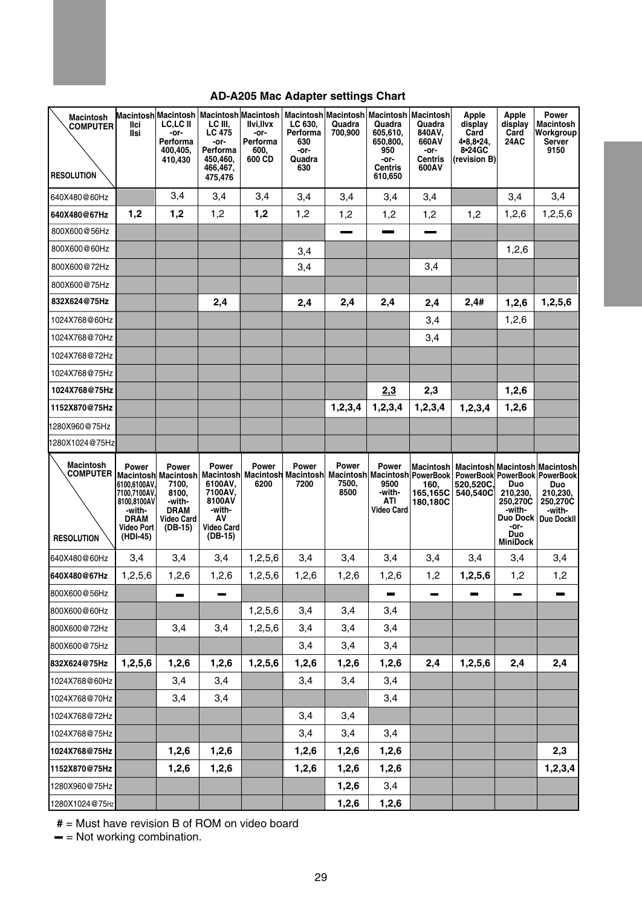## AD-A205 Mac Adapter settings Chart

| Macintosh COMPUTER / RESOLUTION | Macintosh IIci IIsi | Macintosh LC,LC II -or- Performa 400,405, 410,430 | Macintosh LC III, LC 475 -or- Performa 450,460, 466,467, 475,476 | Macintosh IIvi,IIvx -or- Performa 600, 600 CD | Macintosh LC 630, Performa 630 -or- Quadra 630 | Macintosh Quadra 700,900 | Macintosh Quadra 605,610, 650,800, 950 -or- Centris 610,650 | Macintosh Quadra 840AV, 660AV -or- Centris 660AV | Apple display Card 4•8,8•24, 8•24GC (revision B) | Apple display Card 24AC | Power Macintosh Workgroup Server 9150 |
|---|---|---|---|---|---|---|---|---|---|---|---|
| 640X480@60Hz | | 3,4 | 3,4 | 3,4 | 3,4 | 3,4 | 3,4 | 3,4 | | 3,4 | 3,4 |
| **640X480@67Hz** | **1,2** | **1,2** | 1,2 | **1,2** | 1,2 | 1,2 | 1,2 | 1,2 | 1,2 | 1,2,6 | 1,2,5,6 |
| 800X600@56Hz | | | | | | ▬ | ▬ | ▬ | | | |
| 800X600@60Hz | | | | | 3,4 | | | | | 1,2,6 | |
| 800X600@72Hz | | | | | 3,4 | | | 3,4 | | | |
| 800X600@75Hz | | | | | | | | | | | |
| **832X624@75Hz** | | | **2,4** | | **2,4** | **2,4** | **2,4** | **2,4** | **2,4#** | **1,2,6** | **1,2,5,6** |
| 1024X768@60Hz | | | | | | | | 3,4 | | 1,2,6 | |
| 1024X768@70Hz | | | | | | | | 3,4 | | | |
| 1024X768@72Hz | | | | | | | | | | | |
| 1024X768@75Hz | | | | | | | | | | | |
| **1024X768@75Hz** | | | | | | | **2,3** | **2,3** | | **1,2,6** | |
| **1152X870@75Hz** | | | | | | **1,2,3,4** | **1,2,3,4** | **1,2,3,4** | **1,2,3,4** | **1,2,6** | |
| 1280X960@75Hz | | | | | | | | | | | |
| 1280X1024@75Hz | | | | | | | | | | | |

| Macintosh COMPUTER / RESOLUTION | Power Macintosh 6100,6100AV, 7100,7100AV, 8100,8100AV -with- DRAM Video Port (HDI-45) | Power Macintosh 7100, 8100, -with- DRAM Video Card (DB-15) | Power Macintosh 6100AV, 7100AV, 8100AV -with- AV Video Card (DB-15) | Power Macintosh 6200 | Power Macintosh 7200 | Power Macintosh 7500, 8500 | Power Macintosh 9500 -with- ATI Video Card | Macintosh PowerBook 160, 165,165C 180,180C | Macintosh PowerBook 520,520C, 540,540C | Macintosh PowerBook Duo 210,230, 250,270C -with- Duo Dock -or- Duo MiniDock | Macintosh PowerBook Duo 210,230, 250,270C -with- Duo DockII |
|---|---|---|---|---|---|---|---|---|---|---|---|
| 640X480@60Hz | 3,4 | 3,4 | 3,4 | 1,2,5,6 | 3,4 | 3,4 | 3,4 | 3,4 | 3,4 | 3,4 | 3,4 |
| **640X480@67Hz** | 1,2,5,6 | 1,2,6 | 1,2,6 | 1,2,5,6 | 1,2,6 | 1,2,6 | 1,2,6 | 1,2 | **1,2,5,6** | 1,2 | 1,2 |
| 800X600@56Hz | | ▬ | ▬ | | | | ▬ | ▬ | ▬ | ▬ | ▬ |
| 800X600@60Hz | | | | 1,2,5,6 | 3,4 | 3,4 | 3,4 | | | | |
| 800X600@72Hz | | 3,4 | 3,4 | 1,2,5,6 | 3,4 | 3,4 | 3,4 | | | | |
| 800X600@75Hz | | | | | 3,4 | 3,4 | 3,4 | | | | |
| **832X624@75Hz** | **1,2,5,6** | **1,2,6** | **1,2,6** | **1,2,5,6** | **1,2,6** | **1,2,6** | **1,2,6** | **2,4** | **1,2,5,6** | **2,4** | **2,4** |
| 1024X768@60Hz | | 3,4 | 3,4 | | 3,4 | 3,4 | 3,4 | | | | |
| 1024X768@70Hz | | 3,4 | 3,4 | | | | 3,4 | | | | |
| 1024X768@72Hz | | | | | 3,4 | 3,4 | | | | | |
| 1024X768@75Hz | | | | | 3,4 | 3,4 | 3,4 | | | | |
| **1024X768@75Hz** | | **1,2,6** | **1,2,6** | | **1,2,6** | **1,2,6** | **1,2,6** | | | | **2,3** |
| **1152X870@75Hz** | | **1,2,6** | **1,2,6** | | **1,2,6** | **1,2,6** | **1,2,6** | | | | **1,2,3,4** |
| 1280X960@75Hz | | | | | | **1,2,6** | 3,4 | | | | |
| 1280X1024@75Hz | | | | | | **1,2,6** | **1,2,6** | | | | |

**#** = Must have revision B of ROM on video board

▬ = Not working combination.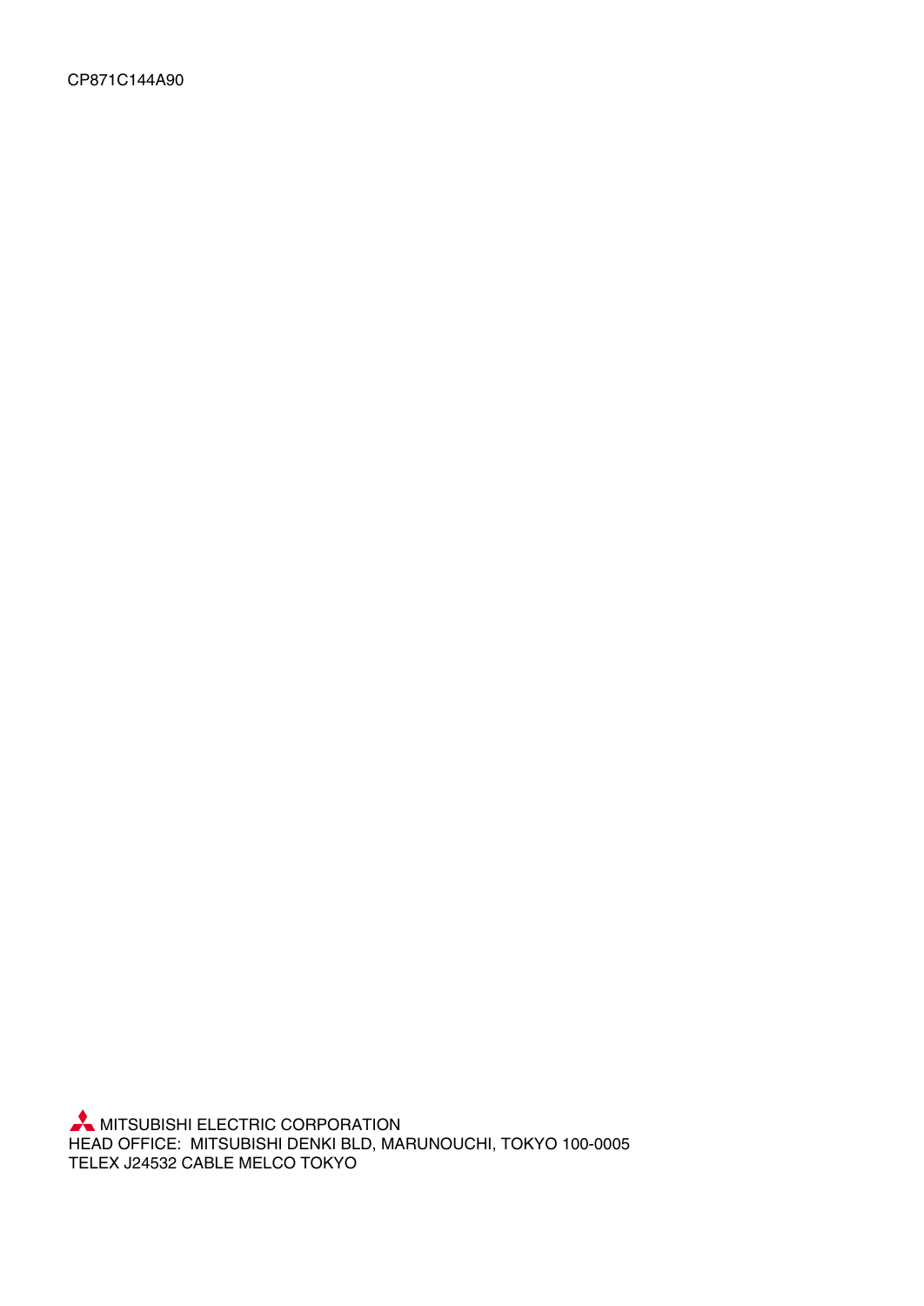CP871C144A90

MITSUBISHI ELECTRIC CORPORATION
HEAD OFFICE: MITSUBISHI DENKI BLD, MARUNOUCHI, TOKYO 100-0005
TELEX J24532 CABLE MELCO TOKYO